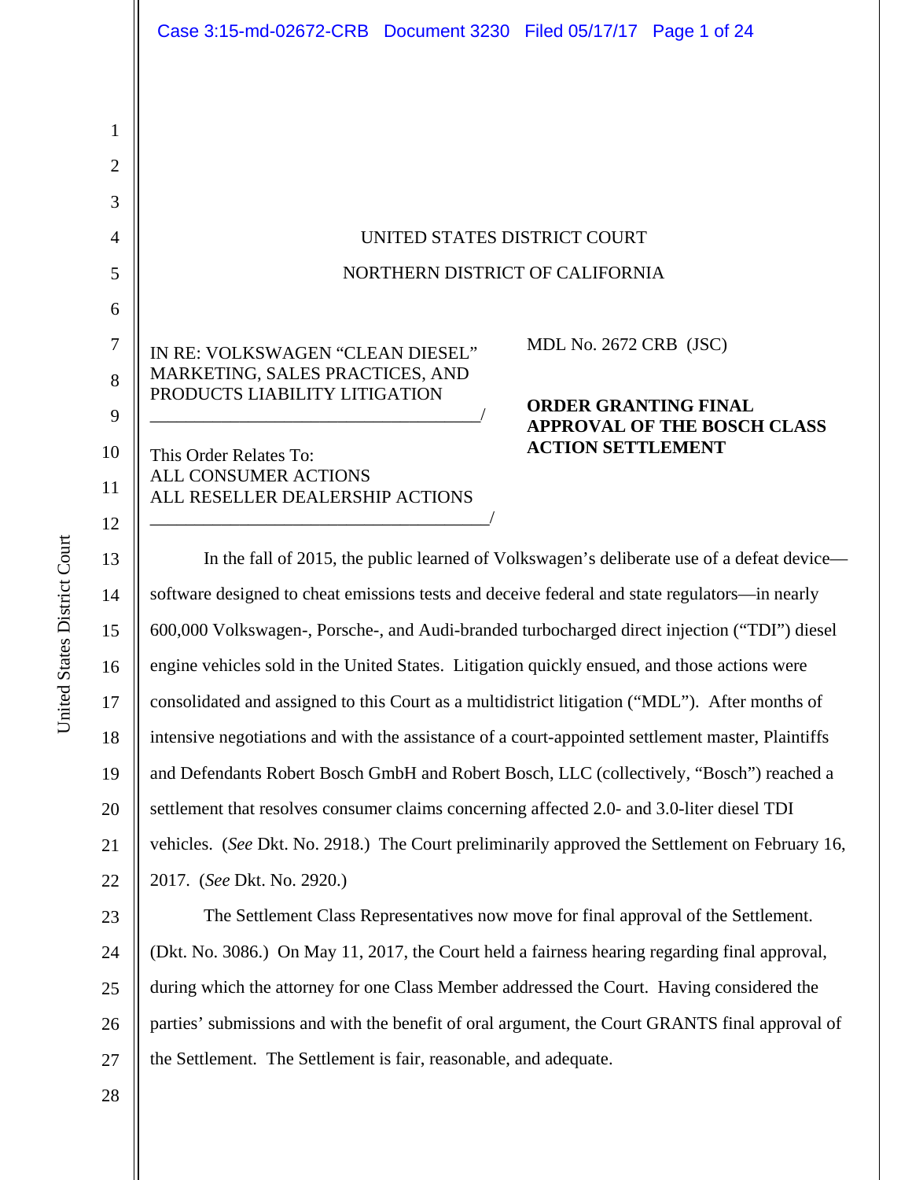UNITED STATES DISTRICT COURT

NORTHERN DISTRICT OF CALIFORNIA

IN RE: VOLKSWAGEN "CLEAN DIESEL" MARKETING, SALES PRACTICES, AND PRODUCTS LIABILITY LITIGATION

MDL No. 2672 CRB (JSC)

This Order Relates To:
ALL CONSUMER ACTIONS
ALL RESELLER DEALERSHIP ACTIONS

**ORDER GRANTING FINAL APPROVAL OF THE BOSCH CLASS ACTION SETTLEMENT**

In the fall of 2015, the public learned of Volkswagen's deliberate use of a defeat device—software designed to cheat emissions tests and deceive federal and state regulators—in nearly 600,000 Volkswagen-, Porsche-, and Audi-branded turbocharged direct injection ("TDI") diesel engine vehicles sold in the United States. Litigation quickly ensued, and those actions were consolidated and assigned to this Court as a multidistrict litigation ("MDL"). After months of intensive negotiations and with the assistance of a court-appointed settlement master, Plaintiffs and Defendants Robert Bosch GmbH and Robert Bosch, LLC (collectively, "Bosch") reached a settlement that resolves consumer claims concerning affected 2.0- and 3.0-liter diesel TDI vehicles. (*See* Dkt. No. 2918.) The Court preliminarily approved the Settlement on February 16, 2017. (*See* Dkt. No. 2920.)

The Settlement Class Representatives now move for final approval of the Settlement. (Dkt. No. 3086.) On May 11, 2017, the Court held a fairness hearing regarding final approval, during which the attorney for one Class Member addressed the Court. Having considered the parties' submissions and with the benefit of oral argument, the Court GRANTS final approval of the Settlement. The Settlement is fair, reasonable, and adequate.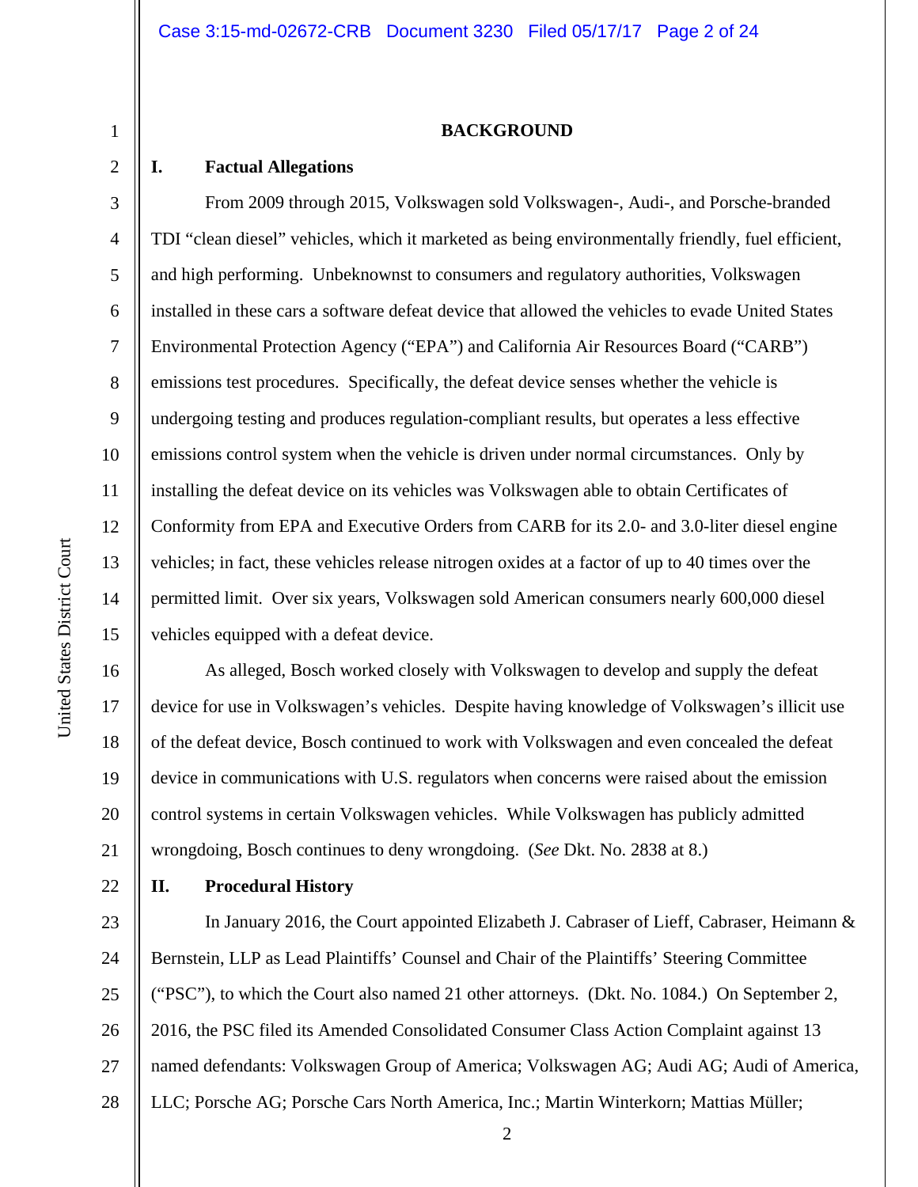## BACKGROUND

### I. Factual Allegations

From 2009 through 2015, Volkswagen sold Volkswagen-, Audi-, and Porsche-branded TDI "clean diesel" vehicles, which it marketed as being environmentally friendly, fuel efficient, and high performing. Unbeknownst to consumers and regulatory authorities, Volkswagen installed in these cars a software defeat device that allowed the vehicles to evade United States Environmental Protection Agency ("EPA") and California Air Resources Board ("CARB") emissions test procedures. Specifically, the defeat device senses whether the vehicle is undergoing testing and produces regulation-compliant results, but operates a less effective emissions control system when the vehicle is driven under normal circumstances. Only by installing the defeat device on its vehicles was Volkswagen able to obtain Certificates of Conformity from EPA and Executive Orders from CARB for its 2.0- and 3.0-liter diesel engine vehicles; in fact, these vehicles release nitrogen oxides at a factor of up to 40 times over the permitted limit. Over six years, Volkswagen sold American consumers nearly 600,000 diesel vehicles equipped with a defeat device.

As alleged, Bosch worked closely with Volkswagen to develop and supply the defeat device for use in Volkswagen's vehicles. Despite having knowledge of Volkswagen's illicit use of the defeat device, Bosch continued to work with Volkswagen and even concealed the defeat device in communications with U.S. regulators when concerns were raised about the emission control systems in certain Volkswagen vehicles. While Volkswagen has publicly admitted wrongdoing, Bosch continues to deny wrongdoing. (*See* Dkt. No. 2838 at 8.)

### II. Procedural History

In January 2016, the Court appointed Elizabeth J. Cabraser of Lieff, Cabraser, Heimann & Bernstein, LLP as Lead Plaintiffs' Counsel and Chair of the Plaintiffs' Steering Committee ("PSC"), to which the Court also named 21 other attorneys. (Dkt. No. 1084.) On September 2, 2016, the PSC filed its Amended Consolidated Consumer Class Action Complaint against 13 named defendants: Volkswagen Group of America; Volkswagen AG; Audi AG; Audi of America, LLC; Porsche AG; Porsche Cars North America, Inc.; Martin Winterkorn; Mattias Müller;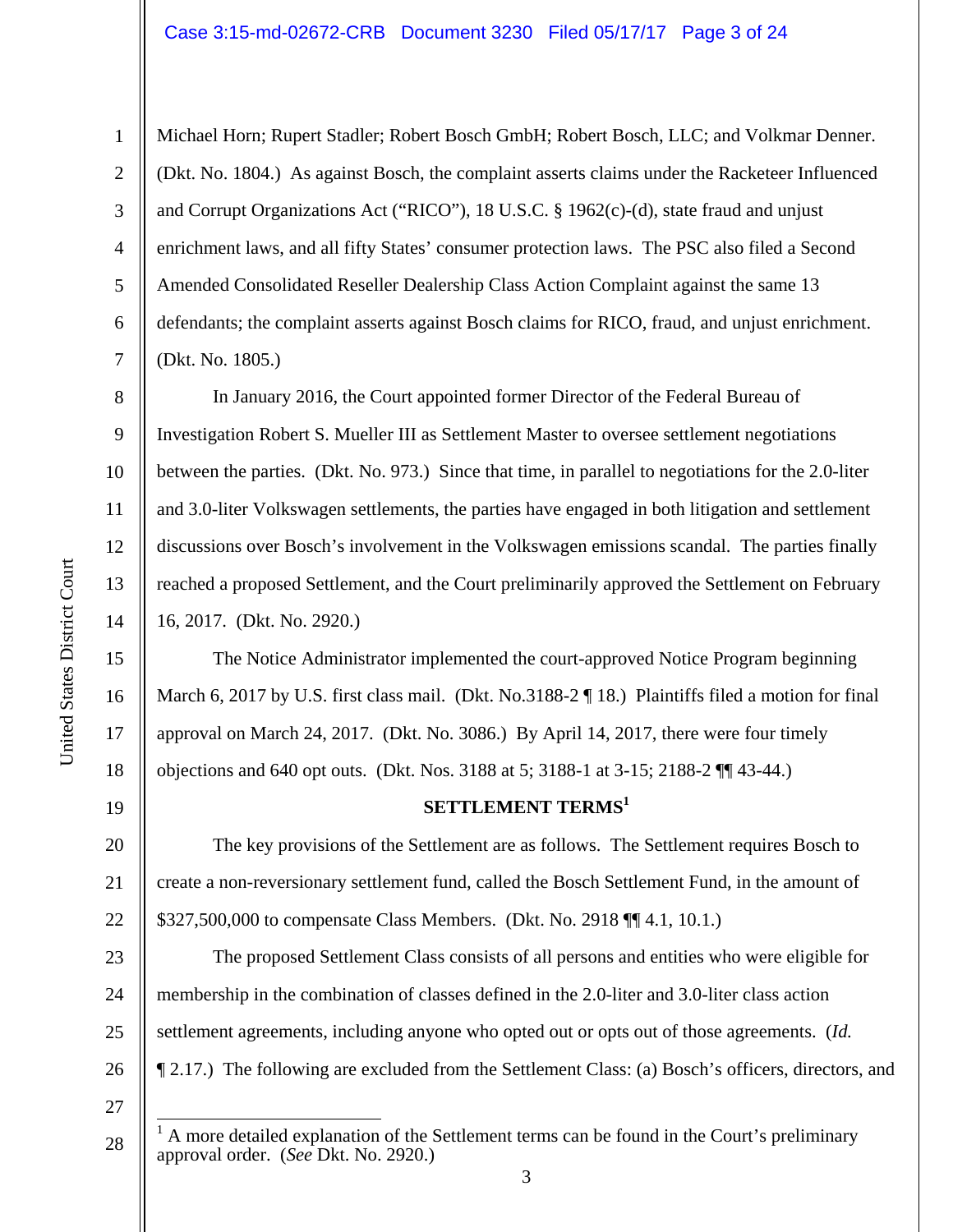Michael Horn; Rupert Stadler; Robert Bosch GmbH; Robert Bosch, LLC; and Volkmar Denner. (Dkt. No. 1804.) As against Bosch, the complaint asserts claims under the Racketeer Influenced and Corrupt Organizations Act ("RICO"), 18 U.S.C. § 1962(c)-(d), state fraud and unjust enrichment laws, and all fifty States' consumer protection laws. The PSC also filed a Second Amended Consolidated Reseller Dealership Class Action Complaint against the same 13 defendants; the complaint asserts against Bosch claims for RICO, fraud, and unjust enrichment. (Dkt. No. 1805.)

In January 2016, the Court appointed former Director of the Federal Bureau of Investigation Robert S. Mueller III as Settlement Master to oversee settlement negotiations between the parties. (Dkt. No. 973.) Since that time, in parallel to negotiations for the 2.0-liter and 3.0-liter Volkswagen settlements, the parties have engaged in both litigation and settlement discussions over Bosch's involvement in the Volkswagen emissions scandal. The parties finally reached a proposed Settlement, and the Court preliminarily approved the Settlement on February 16, 2017. (Dkt. No. 2920.)

The Notice Administrator implemented the court-approved Notice Program beginning March 6, 2017 by U.S. first class mail. (Dkt. No.3188-2 ¶ 18.) Plaintiffs filed a motion for final approval on March 24, 2017. (Dkt. No. 3086.) By April 14, 2017, there were four timely objections and 640 opt outs. (Dkt. Nos. 3188 at 5; 3188-1 at 3-15; 2188-2 ¶¶ 43-44.)

## SETTLEMENT TERMS[1]

The key provisions of the Settlement are as follows. The Settlement requires Bosch to create a non-reversionary settlement fund, called the Bosch Settlement Fund, in the amount of $327,500,000 to compensate Class Members. (Dkt. No. 2918 ¶¶ 4.1, 10.1.)

The proposed Settlement Class consists of all persons and entities who were eligible for membership in the combination of classes defined in the 2.0-liter and 3.0-liter class action settlement agreements, including anyone who opted out or opts out of those agreements. (*Id.* ¶ 2.17.) The following are excluded from the Settlement Class: (a) Bosch's officers, directors, and

---

[1] A more detailed explanation of the Settlement terms can be found in the Court's preliminary approval order. (*See* Dkt. No. 2920.)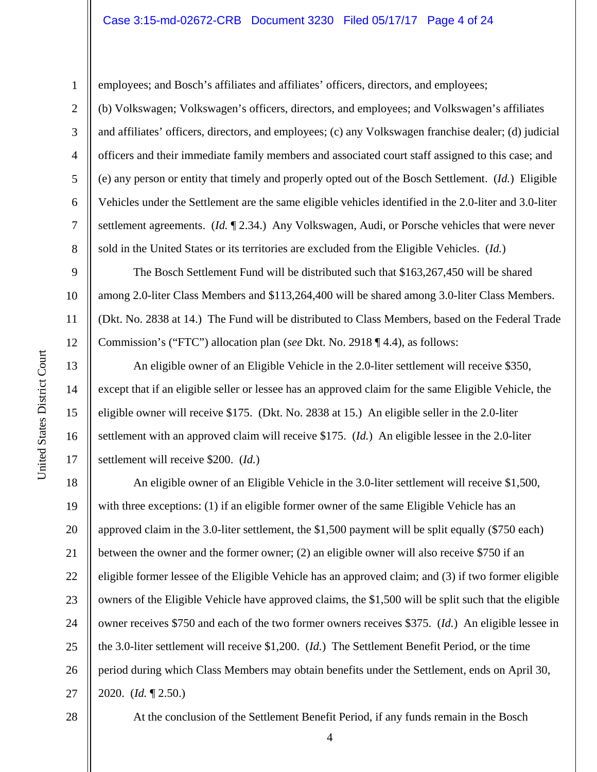employees; and Bosch's affiliates and affiliates' officers, directors, and employees; (b) Volkswagen; Volkswagen's officers, directors, and employees; and Volkswagen's affiliates and affiliates' officers, directors, and employees; (c) any Volkswagen franchise dealer; (d) judicial officers and their immediate family members and associated court staff assigned to this case; and (e) any person or entity that timely and properly opted out of the Bosch Settlement. (*Id.*) Eligible Vehicles under the Settlement are the same eligible vehicles identified in the 2.0-liter and 3.0-liter settlement agreements. (*Id.* ¶ 2.34.) Any Volkswagen, Audi, or Porsche vehicles that were never sold in the United States or its territories are excluded from the Eligible Vehicles. (*Id.*)

The Bosch Settlement Fund will be distributed such that $163,267,450 will be shared among 2.0-liter Class Members and $113,264,400 will be shared among 3.0-liter Class Members. (Dkt. No. 2838 at 14.) The Fund will be distributed to Class Members, based on the Federal Trade Commission's ("FTC") allocation plan (*see* Dkt. No. 2918 ¶ 4.4), as follows:

An eligible owner of an Eligible Vehicle in the 2.0-liter settlement will receive $350, except that if an eligible seller or lessee has an approved claim for the same Eligible Vehicle, the eligible owner will receive $175. (Dkt. No. 2838 at 15.) An eligible seller in the 2.0-liter settlement with an approved claim will receive $175. (*Id.*) An eligible lessee in the 2.0-liter settlement will receive $200. (*Id.*)

An eligible owner of an Eligible Vehicle in the 3.0-liter settlement will receive $1,500, with three exceptions: (1) if an eligible former owner of the same Eligible Vehicle has an approved claim in the 3.0-liter settlement, the $1,500 payment will be split equally ($750 each) between the owner and the former owner; (2) an eligible owner will also receive $750 if an eligible former lessee of the Eligible Vehicle has an approved claim; and (3) if two former eligible owners of the Eligible Vehicle have approved claims, the $1,500 will be split such that the eligible owner receives $750 and each of the two former owners receives $375. (*Id.*) An eligible lessee in the 3.0-liter settlement will receive $1,200. (*Id.*) The Settlement Benefit Period, or the time period during which Class Members may obtain benefits under the Settlement, ends on April 30, 2020. (*Id.* ¶ 2.50.)

At the conclusion of the Settlement Benefit Period, if any funds remain in the Bosch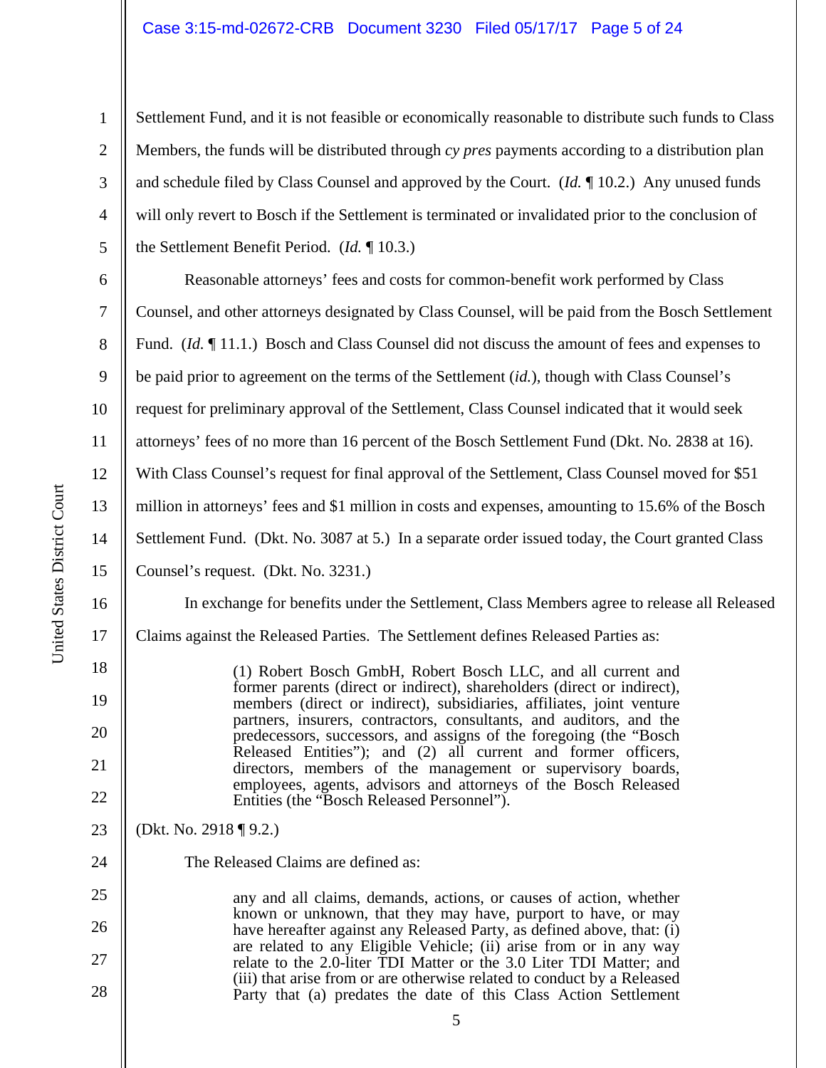Settlement Fund, and it is not feasible or economically reasonable to distribute such funds to Class Members, the funds will be distributed through *cy pres* payments according to a distribution plan and schedule filed by Class Counsel and approved by the Court. (*Id.* ¶ 10.2.) Any unused funds will only revert to Bosch if the Settlement is terminated or invalidated prior to the conclusion of the Settlement Benefit Period. (*Id.* ¶ 10.3.)

Reasonable attorneys' fees and costs for common-benefit work performed by Class Counsel, and other attorneys designated by Class Counsel, will be paid from the Bosch Settlement Fund. (*Id.* ¶ 11.1.) Bosch and Class Counsel did not discuss the amount of fees and expenses to be paid prior to agreement on the terms of the Settlement (*id.*), though with Class Counsel's request for preliminary approval of the Settlement, Class Counsel indicated that it would seek attorneys' fees of no more than 16 percent of the Bosch Settlement Fund (Dkt. No. 2838 at 16). With Class Counsel's request for final approval of the Settlement, Class Counsel moved for $51 million in attorneys' fees and $1 million in costs and expenses, amounting to 15.6% of the Bosch Settlement Fund. (Dkt. No. 3087 at 5.) In a separate order issued today, the Court granted Class Counsel's request. (Dkt. No. 3231.)

In exchange for benefits under the Settlement, Class Members agree to release all Released Claims against the Released Parties. The Settlement defines Released Parties as:

> (1) Robert Bosch GmbH, Robert Bosch LLC, and all current and former parents (direct or indirect), shareholders (direct or indirect), members (direct or indirect), subsidiaries, affiliates, joint venture partners, insurers, contractors, consultants, and auditors, and the predecessors, successors, and assigns of the foregoing (the "Bosch Released Entities"); and (2) all current and former officers, directors, members of the management or supervisory boards, employees, agents, advisors and attorneys of the Bosch Released Entities (the "Bosch Released Personnel").

(Dkt. No. 2918 ¶ 9.2.)

The Released Claims are defined as:

> any and all claims, demands, actions, or causes of action, whether known or unknown, that they may have, purport to have, or may have hereafter against any Released Party, as defined above, that: (i) are related to any Eligible Vehicle; (ii) arise from or in any way relate to the 2.0-liter TDI Matter or the 3.0 Liter TDI Matter; and (iii) that arise from or are otherwise related to conduct by a Released Party that (a) predates the date of this Class Action Settlement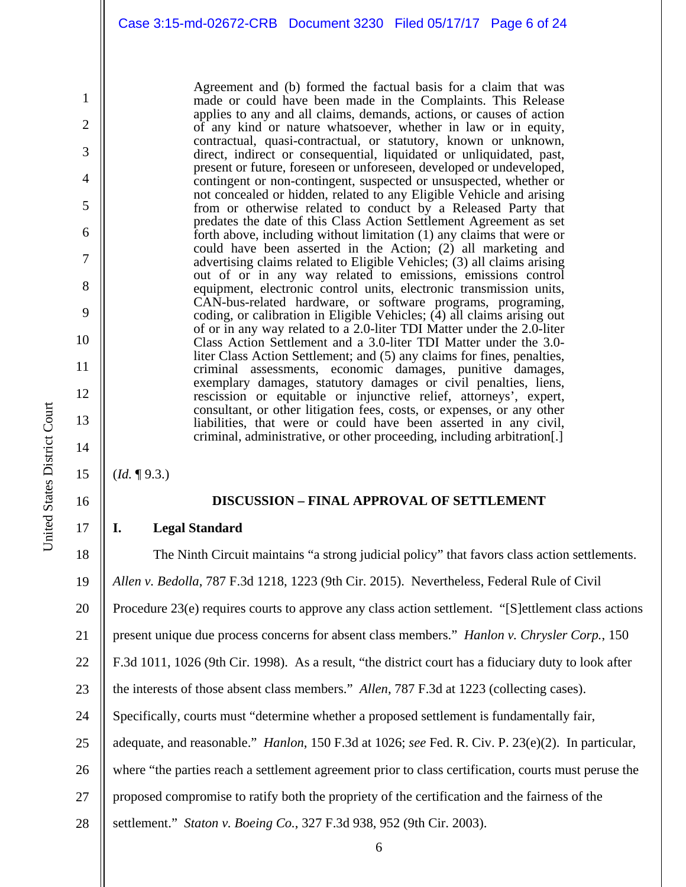> Agreement and (b) formed the factual basis for a claim that was made or could have been made in the Complaints. This Release applies to any and all claims, demands, actions, or causes of action of any kind or nature whatsoever, whether in law or in equity, contractual, quasi-contractual, or statutory, known or unknown, direct, indirect or consequential, liquidated or unliquidated, past, present or future, foreseen or unforeseen, developed or undeveloped, contingent or non-contingent, suspected or unsuspected, whether or not concealed or hidden, related to any Eligible Vehicle and arising from or otherwise related to conduct by a Released Party that predates the date of this Class Action Settlement Agreement as set forth above, including without limitation (1) any claims that were or could have been asserted in the Action; (2) all marketing and advertising claims related to Eligible Vehicles; (3) all claims arising out of or in any way related to emissions, emissions control equipment, electronic control units, electronic transmission units, CAN-bus-related hardware, or software programs, programing, coding, or calibration in Eligible Vehicles; (4) all claims arising out of or in any way related to a 2.0-liter TDI Matter under the 2.0-liter Class Action Settlement and a 3.0-liter TDI Matter under the 3.0-liter Class Action Settlement; and (5) any claims for fines, penalties, criminal assessments, economic damages, punitive damages, exemplary damages, statutory damages or civil penalties, liens, rescission or equitable or injunctive relief, attorneys', expert, consultant, or other litigation fees, costs, or expenses, or any other liabilities, that were or could have been asserted in any civil, criminal, administrative, or other proceeding, including arbitration[.]

(*Id.* ¶ 9.3.)

## DISCUSSION – FINAL APPROVAL OF SETTLEMENT

### I. Legal Standard

The Ninth Circuit maintains "a strong judicial policy" that favors class action settlements. *Allen v. Bedolla*, 787 F.3d 1218, 1223 (9th Cir. 2015). Nevertheless, Federal Rule of Civil Procedure 23(e) requires courts to approve any class action settlement. "[S]ettlement class actions present unique due process concerns for absent class members." *Hanlon v. Chrysler Corp.*, 150 F.3d 1011, 1026 (9th Cir. 1998). As a result, "the district court has a fiduciary duty to look after the interests of those absent class members." *Allen*, 787 F.3d at 1223 (collecting cases). Specifically, courts must "determine whether a proposed settlement is fundamentally fair, adequate, and reasonable." *Hanlon*, 150 F.3d at 1026; *see* Fed. R. Civ. P. 23(e)(2). In particular, where "the parties reach a settlement agreement prior to class certification, courts must peruse the proposed compromise to ratify both the propriety of the certification and the fairness of the settlement." *Staton v. Boeing Co.*, 327 F.3d 938, 952 (9th Cir. 2003).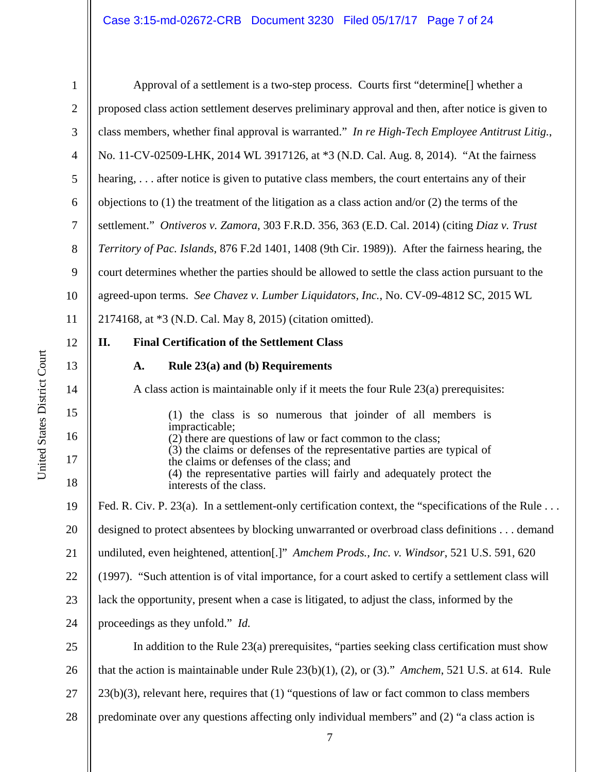Approval of a settlement is a two-step process. Courts first "determine[] whether a proposed class action settlement deserves preliminary approval and then, after notice is given to class members, whether final approval is warranted." *In re High-Tech Employee Antitrust Litig.*, No. 11-CV-02509-LHK, 2014 WL 3917126, at *3 (N.D. Cal. Aug. 8, 2014). "At the fairness hearing, . . . after notice is given to putative class members, the court entertains any of their objections to (1) the treatment of the litigation as a class action and/or (2) the terms of the settlement." *Ontiveros v. Zamora*, 303 F.R.D. 356, 363 (E.D. Cal. 2014) (citing *Diaz v. Trust Territory of Pac. Islands*, 876 F.2d 1401, 1408 (9th Cir. 1989)). After the fairness hearing, the court determines whether the parties should be allowed to settle the class action pursuant to the agreed-upon terms. *See Chavez v. Lumber Liquidators, Inc.*, No. CV-09-4812 SC, 2015 WL 2174168, at *3 (N.D. Cal. May 8, 2015) (citation omitted).

## II. Final Certification of the Settlement Class

### A. Rule 23(a) and (b) Requirements

A class action is maintainable only if it meets the four Rule 23(a) prerequisites:

> (1) the class is so numerous that joinder of all members is impracticable;
> (2) there are questions of law or fact common to the class;
> (3) the claims or defenses of the representative parties are typical of the claims or defenses of the class; and
> (4) the representative parties will fairly and adequately protect the interests of the class.

Fed. R. Civ. P. 23(a). In a settlement-only certification context, the "specifications of the Rule . . . designed to protect absentees by blocking unwarranted or overbroad class definitions . . . demand undiluted, even heightened, attention[.]" *Amchem Prods., Inc. v. Windsor*, 521 U.S. 591, 620 (1997). "Such attention is of vital importance, for a court asked to certify a settlement class will lack the opportunity, present when a case is litigated, to adjust the class, informed by the proceedings as they unfold." *Id.*

In addition to the Rule 23(a) prerequisites, "parties seeking class certification must show that the action is maintainable under Rule 23(b)(1), (2), or (3)." *Amchem*, 521 U.S. at 614. Rule 23(b)(3), relevant here, requires that (1) "questions of law or fact common to class members predominate over any questions affecting only individual members" and (2) "a class action is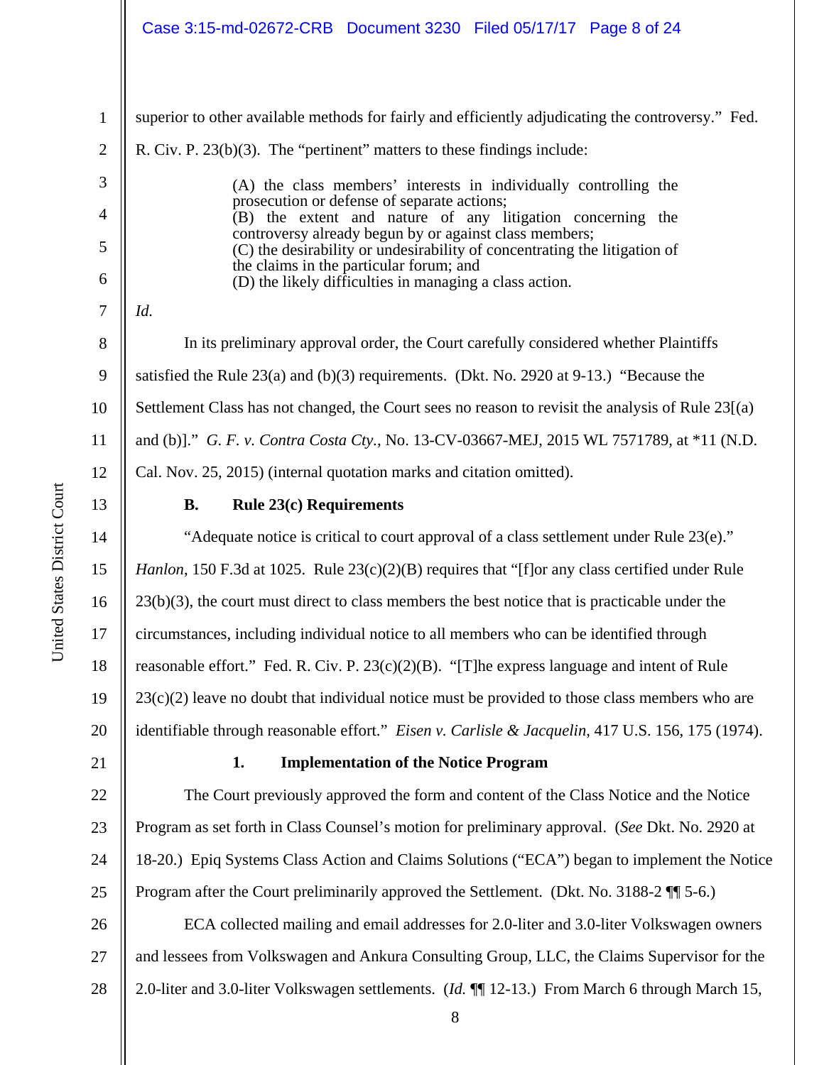superior to other available methods for fairly and efficiently adjudicating the controversy." Fed. R. Civ. P. 23(b)(3). The "pertinent" matters to these findings include:

> (A) the class members' interests in individually controlling the prosecution or defense of separate actions;
> (B) the extent and nature of any litigation concerning the controversy already begun by or against class members;
> (C) the desirability or undesirability of concentrating the litigation of the claims in the particular forum; and
> (D) the likely difficulties in managing a class action.

*Id.*

In its preliminary approval order, the Court carefully considered whether Plaintiffs satisfied the Rule 23(a) and (b)(3) requirements. (Dkt. No. 2920 at 9-13.) "Because the Settlement Class has not changed, the Court sees no reason to revisit the analysis of Rule 23[(a) and (b)]." *G. F. v. Contra Costa Cty.*, No. 13-CV-03667-MEJ, 2015 WL 7571789, at *11 (N.D. Cal. Nov. 25, 2015) (internal quotation marks and citation omitted).

### B. Rule 23(c) Requirements

"Adequate notice is critical to court approval of a class settlement under Rule 23(e)." *Hanlon*, 150 F.3d at 1025. Rule 23(c)(2)(B) requires that "[f]or any class certified under Rule 23(b)(3), the court must direct to class members the best notice that is practicable under the circumstances, including individual notice to all members who can be identified through reasonable effort." Fed. R. Civ. P. 23(c)(2)(B). "[T]he express language and intent of Rule 23(c)(2) leave no doubt that individual notice must be provided to those class members who are identifiable through reasonable effort." *Eisen v. Carlisle & Jacquelin*, 417 U.S. 156, 175 (1974).

#### 1. Implementation of the Notice Program

The Court previously approved the form and content of the Class Notice and the Notice Program as set forth in Class Counsel's motion for preliminary approval. (*See* Dkt. No. 2920 at 18-20.) Epiq Systems Class Action and Claims Solutions ("ECA") began to implement the Notice Program after the Court preliminarily approved the Settlement. (Dkt. No. 3188-2 ¶¶ 5-6.)

ECA collected mailing and email addresses for 2.0-liter and 3.0-liter Volkswagen owners and lessees from Volkswagen and Ankura Consulting Group, LLC, the Claims Supervisor for the 2.0-liter and 3.0-liter Volkswagen settlements. (*Id.* ¶¶ 12-13.) From March 6 through March 15,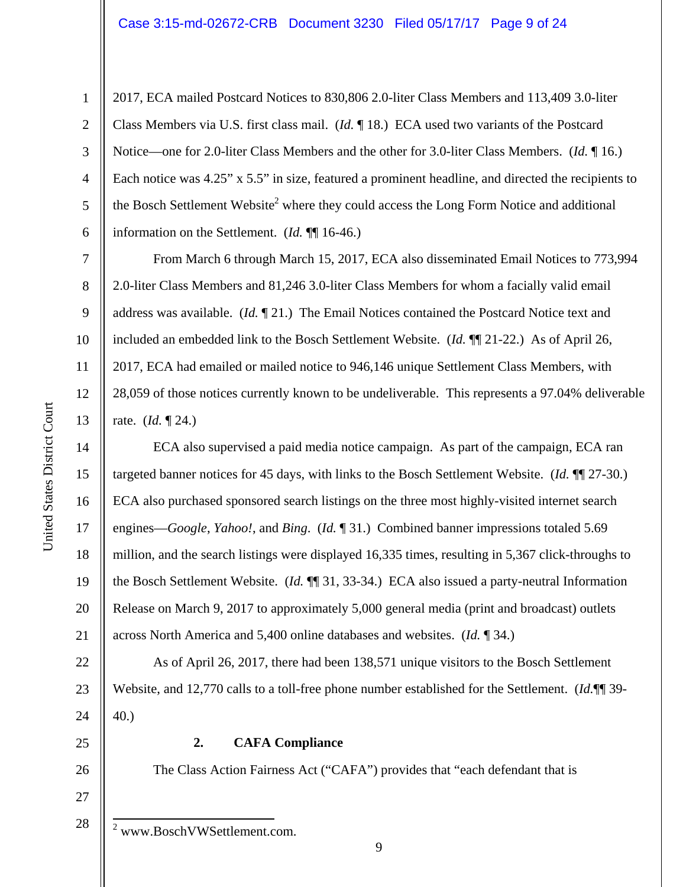2017, ECA mailed Postcard Notices to 830,806 2.0-liter Class Members and 113,409 3.0-liter Class Members via U.S. first class mail. (*Id.* ¶ 18.) ECA used two variants of the Postcard Notice—one for 2.0-liter Class Members and the other for 3.0-liter Class Members. (*Id.* ¶ 16.) Each notice was 4.25" x 5.5" in size, featured a prominent headline, and directed the recipients to the Bosch Settlement Website[2] where they could access the Long Form Notice and additional information on the Settlement. (*Id.* ¶¶ 16-46.)

From March 6 through March 15, 2017, ECA also disseminated Email Notices to 773,994 2.0-liter Class Members and 81,246 3.0-liter Class Members for whom a facially valid email address was available. (*Id.* ¶ 21.) The Email Notices contained the Postcard Notice text and included an embedded link to the Bosch Settlement Website. (*Id.* ¶¶ 21-22.) As of April 26, 2017, ECA had emailed or mailed notice to 946,146 unique Settlement Class Members, with 28,059 of those notices currently known to be undeliverable. This represents a 97.04% deliverable rate. (*Id.* ¶ 24.)

ECA also supervised a paid media notice campaign. As part of the campaign, ECA ran targeted banner notices for 45 days, with links to the Bosch Settlement Website. (*Id.* ¶¶ 27-30.) ECA also purchased sponsored search listings on the three most highly-visited internet search engines—*Google*, *Yahoo!*, and *Bing*. (*Id.* ¶ 31.) Combined banner impressions totaled 5.69 million, and the search listings were displayed 16,335 times, resulting in 5,367 click-throughs to the Bosch Settlement Website. (*Id.* ¶¶ 31, 33-34.) ECA also issued a party-neutral Information Release on March 9, 2017 to approximately 5,000 general media (print and broadcast) outlets across North America and 5,400 online databases and websites. (*Id.* ¶ 34.)

As of April 26, 2017, there had been 138,571 unique visitors to the Bosch Settlement Website, and 12,770 calls to a toll-free phone number established for the Settlement. (*Id.*¶¶ 39-40.)

**2. CAFA Compliance**

The Class Action Fairness Act ("CAFA") provides that "each defendant that is

---

[2] www.BoschVWSettlement.com.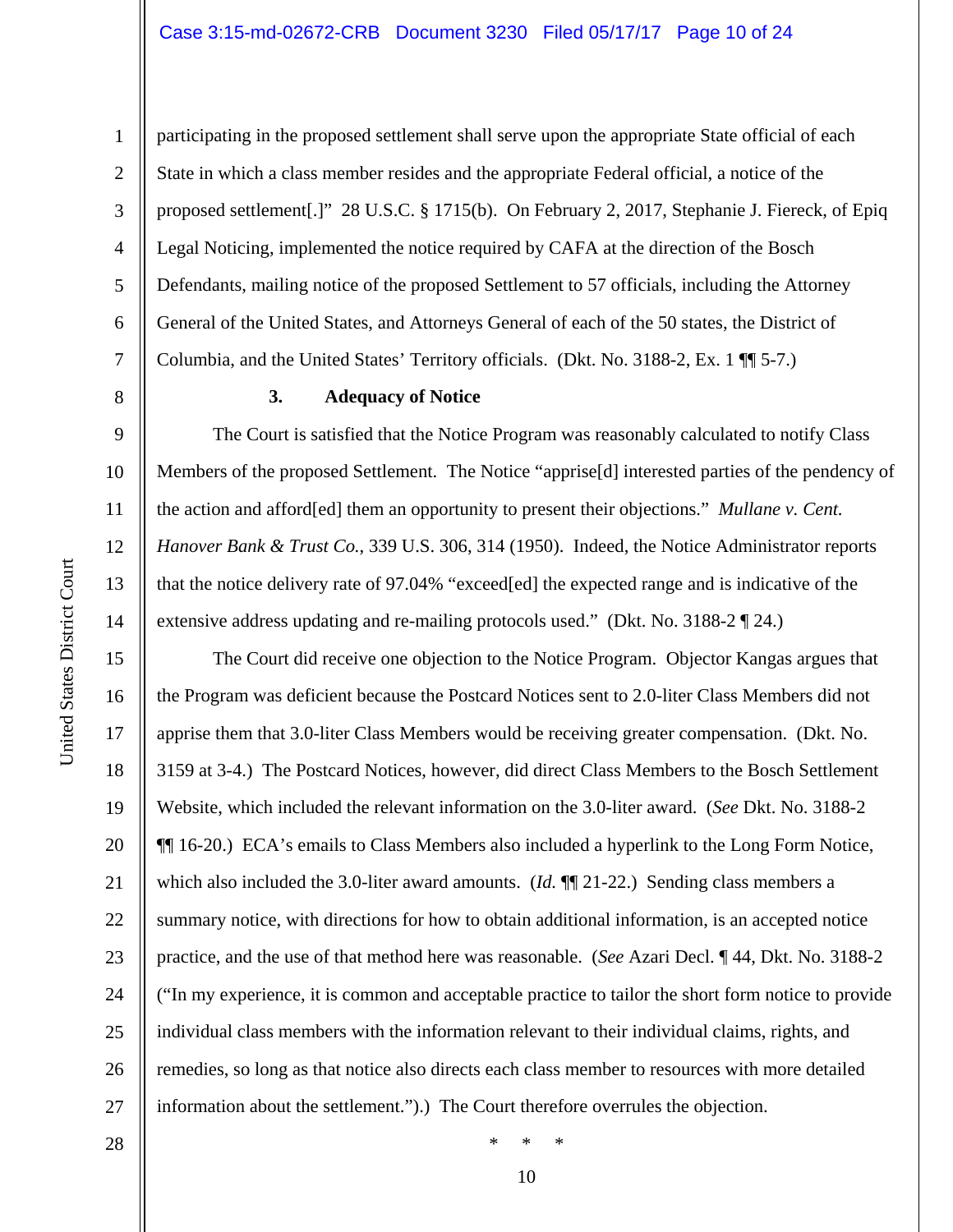participating in the proposed settlement shall serve upon the appropriate State official of each State in which a class member resides and the appropriate Federal official, a notice of the proposed settlement[.]" 28 U.S.C. § 1715(b). On February 2, 2017, Stephanie J. Fiereck, of Epiq Legal Noticing, implemented the notice required by CAFA at the direction of the Bosch Defendants, mailing notice of the proposed Settlement to 57 officials, including the Attorney General of the United States, and Attorneys General of each of the 50 states, the District of Columbia, and the United States' Territory officials. (Dkt. No. 3188-2, Ex. 1 ¶¶ 5-7.)

### 3. Adequacy of Notice

The Court is satisfied that the Notice Program was reasonably calculated to notify Class Members of the proposed Settlement. The Notice "apprise[d] interested parties of the pendency of the action and afford[ed] them an opportunity to present their objections." *Mullane v. Cent. Hanover Bank & Trust Co.*, 339 U.S. 306, 314 (1950). Indeed, the Notice Administrator reports that the notice delivery rate of 97.04% "exceed[ed] the expected range and is indicative of the extensive address updating and re-mailing protocols used." (Dkt. No. 3188-2 ¶ 24.)

The Court did receive one objection to the Notice Program. Objector Kangas argues that the Program was deficient because the Postcard Notices sent to 2.0-liter Class Members did not apprise them that 3.0-liter Class Members would be receiving greater compensation. (Dkt. No. 3159 at 3-4.) The Postcard Notices, however, did direct Class Members to the Bosch Settlement Website, which included the relevant information on the 3.0-liter award. (*See* Dkt. No. 3188-2 ¶¶ 16-20.) ECA's emails to Class Members also included a hyperlink to the Long Form Notice, which also included the 3.0-liter award amounts. (*Id.* ¶¶ 21-22.) Sending class members a summary notice, with directions for how to obtain additional information, is an accepted notice practice, and the use of that method here was reasonable. (*See* Azari Decl. ¶ 44, Dkt. No. 3188-2 ("In my experience, it is common and acceptable practice to tailor the short form notice to provide individual class members with the information relevant to their individual claims, rights, and remedies, so long as that notice also directs each class member to resources with more detailed information about the settlement.").) The Court therefore overrules the objection.

\* \* \*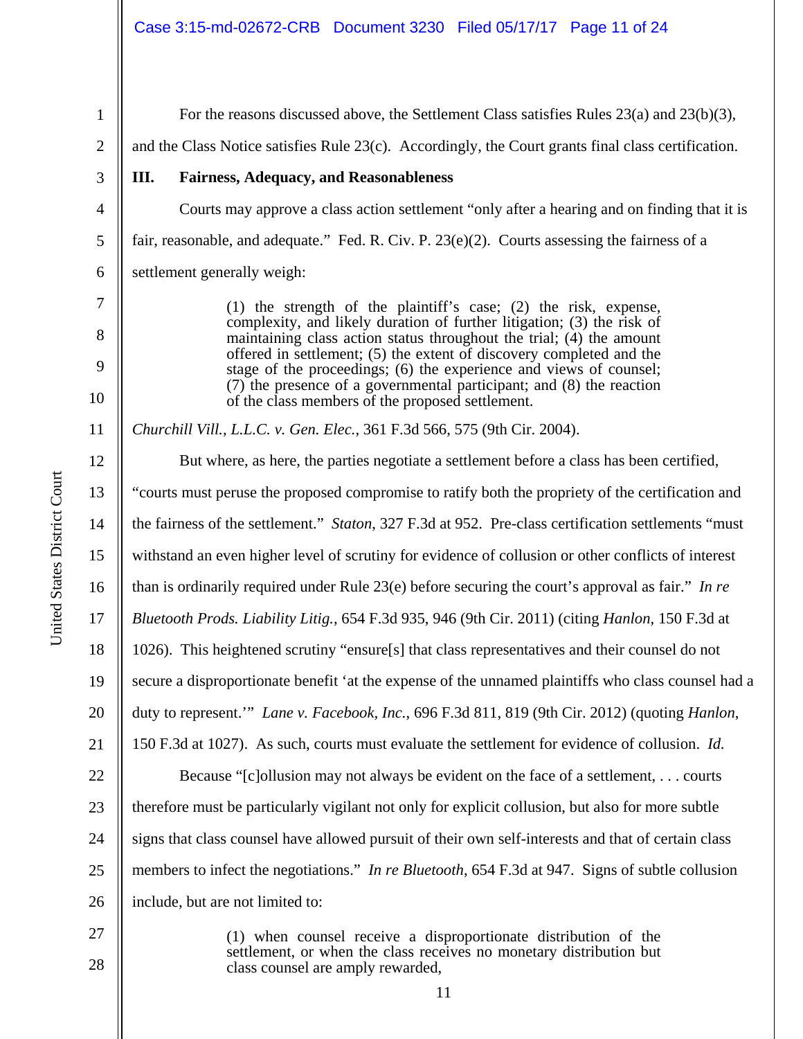For the reasons discussed above, the Settlement Class satisfies Rules 23(a) and 23(b)(3), and the Class Notice satisfies Rule 23(c). Accordingly, the Court grants final class certification.

### III. Fairness, Adequacy, and Reasonableness

Courts may approve a class action settlement "only after a hearing and on finding that it is fair, reasonable, and adequate." Fed. R. Civ. P. 23(e)(2). Courts assessing the fairness of a settlement generally weigh:

> (1) the strength of the plaintiff's case; (2) the risk, expense, complexity, and likely duration of further litigation; (3) the risk of maintaining class action status throughout the trial; (4) the amount offered in settlement; (5) the extent of discovery completed and the stage of the proceedings; (6) the experience and views of counsel; (7) the presence of a governmental participant; and (8) the reaction of the class members of the proposed settlement.

*Churchill Vill., L.L.C. v. Gen. Elec.*, 361 F.3d 566, 575 (9th Cir. 2004).

But where, as here, the parties negotiate a settlement before a class has been certified, "courts must peruse the proposed compromise to ratify both the propriety of the certification and the fairness of the settlement." *Staton*, 327 F.3d at 952. Pre-class certification settlements "must withstand an even higher level of scrutiny for evidence of collusion or other conflicts of interest than is ordinarily required under Rule 23(e) before securing the court's approval as fair." *In re Bluetooth Prods. Liability Litig.*, 654 F.3d 935, 946 (9th Cir. 2011) (citing *Hanlon*, 150 F.3d at 1026). This heightened scrutiny "ensure[s] that class representatives and their counsel do not secure a disproportionate benefit 'at the expense of the unnamed plaintiffs who class counsel had a duty to represent.'" *Lane v. Facebook, Inc.*, 696 F.3d 811, 819 (9th Cir. 2012) (quoting *Hanlon*, 150 F.3d at 1027). As such, courts must evaluate the settlement for evidence of collusion. *Id.*

Because "[c]ollusion may not always be evident on the face of a settlement, . . . courts therefore must be particularly vigilant not only for explicit collusion, but also for more subtle signs that class counsel have allowed pursuit of their own self-interests and that of certain class members to infect the negotiations." *In re Bluetooth*, 654 F.3d at 947. Signs of subtle collusion include, but are not limited to:

> (1) when counsel receive a disproportionate distribution of the settlement, or when the class receives no monetary distribution but class counsel are amply rewarded,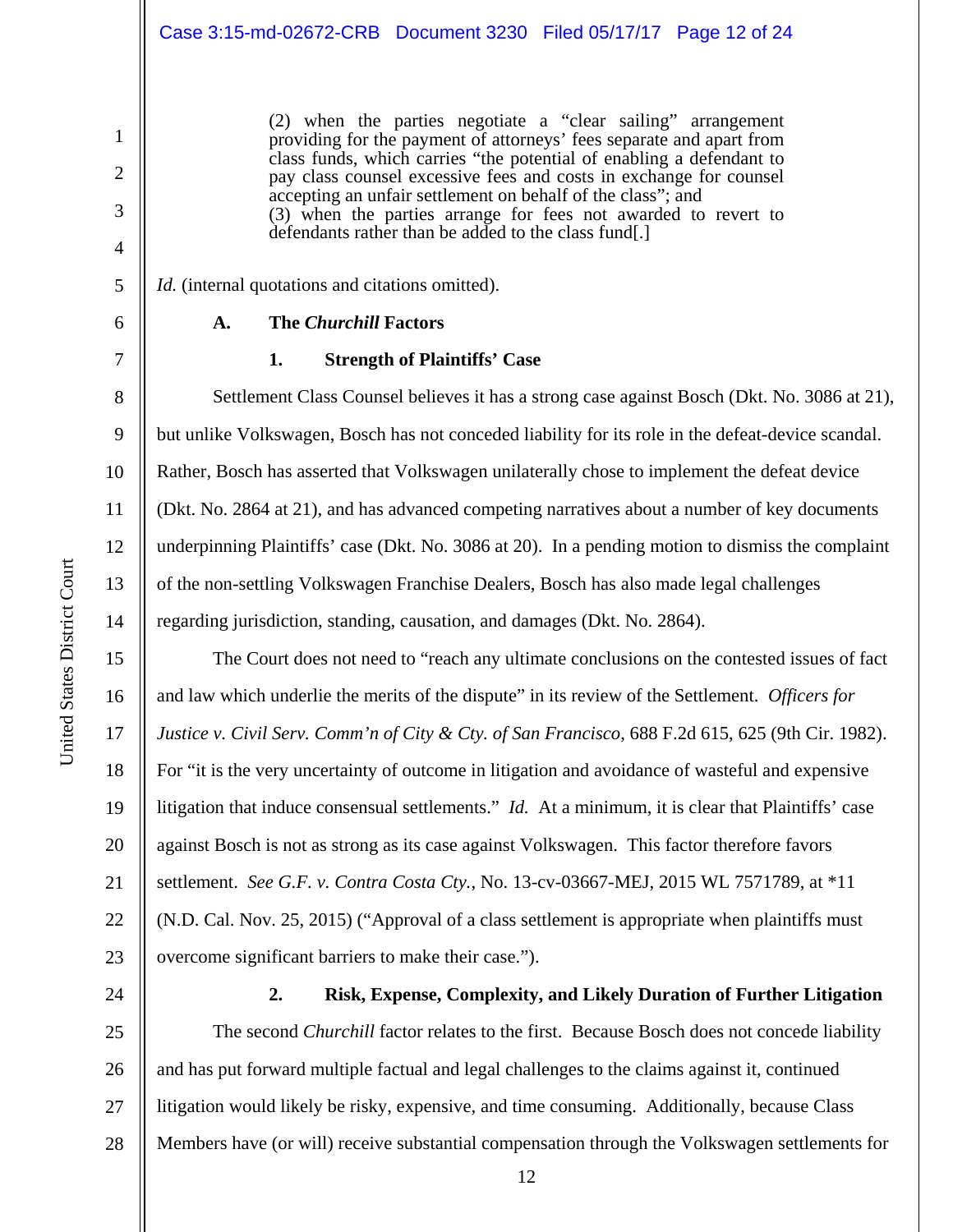> (2) when the parties negotiate a "clear sailing" arrangement providing for the payment of attorneys' fees separate and apart from class funds, which carries "the potential of enabling a defendant to pay class counsel excessive fees and costs in exchange for counsel accepting an unfair settlement on behalf of the class"; and
> (3) when the parties arrange for fees not awarded to revert to defendants rather than be added to the class fund[.]

*Id.* (internal quotations and citations omitted).

### A. The *Churchill* Factors

#### 1. Strength of Plaintiffs' Case

Settlement Class Counsel believes it has a strong case against Bosch (Dkt. No. 3086 at 21), but unlike Volkswagen, Bosch has not conceded liability for its role in the defeat-device scandal. Rather, Bosch has asserted that Volkswagen unilaterally chose to implement the defeat device (Dkt. No. 2864 at 21), and has advanced competing narratives about a number of key documents underpinning Plaintiffs' case (Dkt. No. 3086 at 20). In a pending motion to dismiss the complaint of the non-settling Volkswagen Franchise Dealers, Bosch has also made legal challenges regarding jurisdiction, standing, causation, and damages (Dkt. No. 2864).

The Court does not need to "reach any ultimate conclusions on the contested issues of fact and law which underlie the merits of the dispute" in its review of the Settlement. *Officers for Justice v. Civil Serv. Comm'n of City & Cty. of San Francisco*, 688 F.2d 615, 625 (9th Cir. 1982). For "it is the very uncertainty of outcome in litigation and avoidance of wasteful and expensive litigation that induce consensual settlements." *Id.* At a minimum, it is clear that Plaintiffs' case against Bosch is not as strong as its case against Volkswagen. This factor therefore favors settlement. *See G.F. v. Contra Costa Cty.*, No. 13-cv-03667-MEJ, 2015 WL 7571789, at *11 (N.D. Cal. Nov. 25, 2015) ("Approval of a class settlement is appropriate when plaintiffs must overcome significant barriers to make their case.").

#### 2. Risk, Expense, Complexity, and Likely Duration of Further Litigation

The second *Churchill* factor relates to the first. Because Bosch does not concede liability and has put forward multiple factual and legal challenges to the claims against it, continued litigation would likely be risky, expensive, and time consuming. Additionally, because Class Members have (or will) receive substantial compensation through the Volkswagen settlements for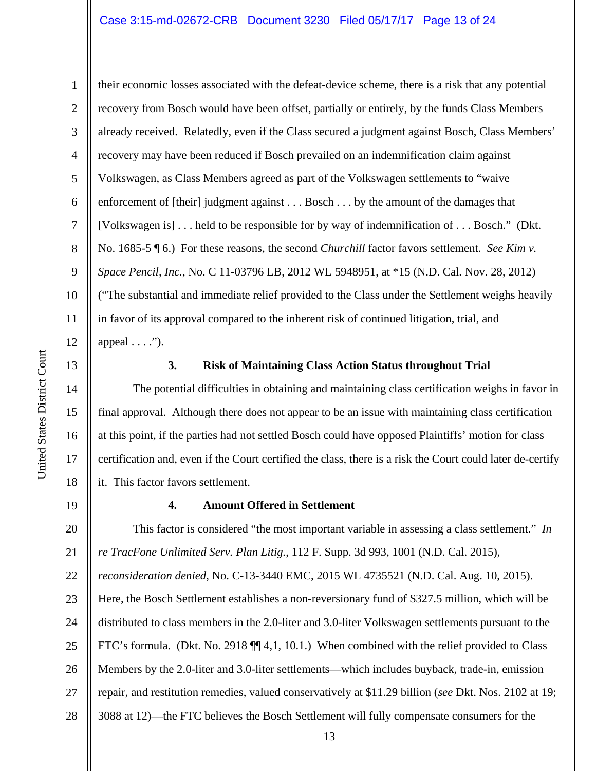their economic losses associated with the defeat-device scheme, there is a risk that any potential recovery from Bosch would have been offset, partially or entirely, by the funds Class Members already received. Relatedly, even if the Class secured a judgment against Bosch, Class Members' recovery may have been reduced if Bosch prevailed on an indemnification claim against Volkswagen, as Class Members agreed as part of the Volkswagen settlements to "waive enforcement of [their] judgment against . . . Bosch . . . by the amount of the damages that [Volkswagen is] . . . held to be responsible for by way of indemnification of . . . Bosch." (Dkt. No. 1685-5 ¶ 6.) For these reasons, the second *Churchill* factor favors settlement. *See Kim v. Space Pencil, Inc.*, No. C 11-03796 LB, 2012 WL 5948951, at *15 (N.D. Cal. Nov. 28, 2012) ("The substantial and immediate relief provided to the Class under the Settlement weighs heavily in favor of its approval compared to the inherent risk of continued litigation, trial, and appeal . . . .").

### 3. Risk of Maintaining Class Action Status throughout Trial

The potential difficulties in obtaining and maintaining class certification weighs in favor in final approval. Although there does not appear to be an issue with maintaining class certification at this point, if the parties had not settled Bosch could have opposed Plaintiffs' motion for class certification and, even if the Court certified the class, there is a risk the Court could later de-certify it. This factor favors settlement.

### 4. Amount Offered in Settlement

This factor is considered "the most important variable in assessing a class settlement." *In re TracFone Unlimited Serv. Plan Litig.*, 112 F. Supp. 3d 993, 1001 (N.D. Cal. 2015), *reconsideration denied*, No. C-13-3440 EMC, 2015 WL 4735521 (N.D. Cal. Aug. 10, 2015). Here, the Bosch Settlement establishes a non-reversionary fund of $327.5 million, which will be distributed to class members in the 2.0-liter and 3.0-liter Volkswagen settlements pursuant to the FTC's formula. (Dkt. No. 2918 ¶¶ 4,1, 10.1.) When combined with the relief provided to Class Members by the 2.0-liter and 3.0-liter settlements—which includes buyback, trade-in, emission repair, and restitution remedies, valued conservatively at $11.29 billion (*see* Dkt. Nos. 2102 at 19; 3088 at 12)—the FTC believes the Bosch Settlement will fully compensate consumers for the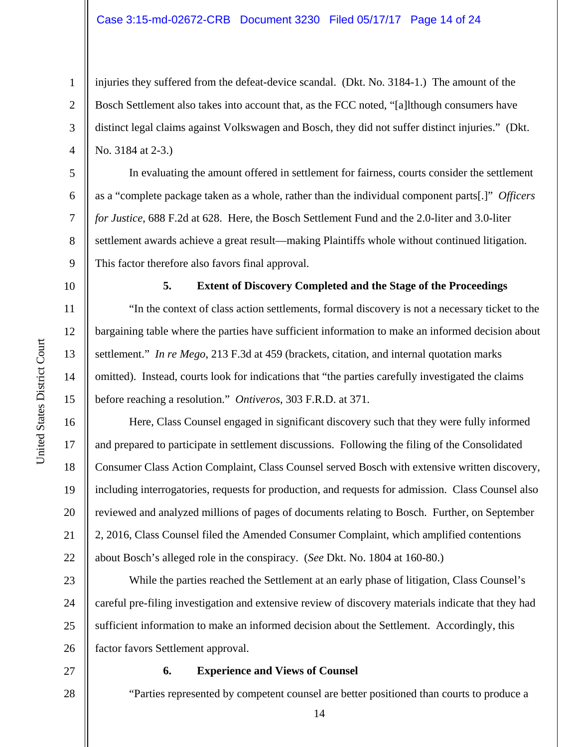injuries they suffered from the defeat-device scandal. (Dkt. No. 3184-1.) The amount of the Bosch Settlement also takes into account that, as the FCC noted, "[a]lthough consumers have distinct legal claims against Volkswagen and Bosch, they did not suffer distinct injuries." (Dkt. No. 3184 at 2-3.)

In evaluating the amount offered in settlement for fairness, courts consider the settlement as a "complete package taken as a whole, rather than the individual component parts[.]" *Officers for Justice*, 688 F.2d at 628. Here, the Bosch Settlement Fund and the 2.0-liter and 3.0-liter settlement awards achieve a great result—making Plaintiffs whole without continued litigation. This factor therefore also favors final approval.

**5. Extent of Discovery Completed and the Stage of the Proceedings**

"In the context of class action settlements, formal discovery is not a necessary ticket to the bargaining table where the parties have sufficient information to make an informed decision about settlement." *In re Mego*, 213 F.3d at 459 (brackets, citation, and internal quotation marks omitted). Instead, courts look for indications that "the parties carefully investigated the claims before reaching a resolution." *Ontiveros*, 303 F.R.D. at 371.

Here, Class Counsel engaged in significant discovery such that they were fully informed and prepared to participate in settlement discussions. Following the filing of the Consolidated Consumer Class Action Complaint, Class Counsel served Bosch with extensive written discovery, including interrogatories, requests for production, and requests for admission. Class Counsel also reviewed and analyzed millions of pages of documents relating to Bosch. Further, on September 2, 2016, Class Counsel filed the Amended Consumer Complaint, which amplified contentions about Bosch's alleged role in the conspiracy. (*See* Dkt. No. 1804 at 160-80.)

While the parties reached the Settlement at an early phase of litigation, Class Counsel's careful pre-filing investigation and extensive review of discovery materials indicate that they had sufficient information to make an informed decision about the Settlement. Accordingly, this factor favors Settlement approval.

**6. Experience and Views of Counsel**

"Parties represented by competent counsel are better positioned than courts to produce a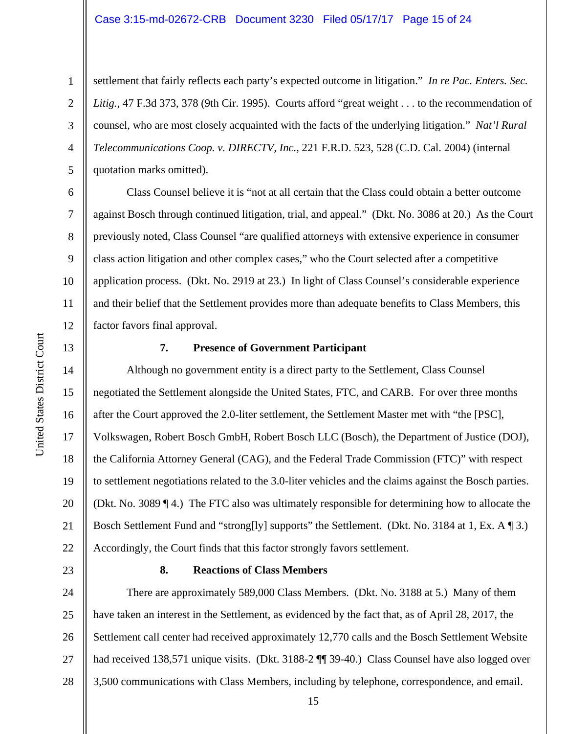settlement that fairly reflects each party's expected outcome in litigation." *In re Pac. Enters. Sec. Litig.*, 47 F.3d 373, 378 (9th Cir. 1995). Courts afford "great weight . . . to the recommendation of counsel, who are most closely acquainted with the facts of the underlying litigation." *Nat'l Rural Telecommunications Coop. v. DIRECTV, Inc.*, 221 F.R.D. 523, 528 (C.D. Cal. 2004) (internal quotation marks omitted).

Class Counsel believe it is "not at all certain that the Class could obtain a better outcome against Bosch through continued litigation, trial, and appeal." (Dkt. No. 3086 at 20.) As the Court previously noted, Class Counsel "are qualified attorneys with extensive experience in consumer class action litigation and other complex cases," who the Court selected after a competitive application process. (Dkt. No. 2919 at 23.) In light of Class Counsel's considerable experience and their belief that the Settlement provides more than adequate benefits to Class Members, this factor favors final approval.

**7. Presence of Government Participant**

Although no government entity is a direct party to the Settlement, Class Counsel negotiated the Settlement alongside the United States, FTC, and CARB. For over three months after the Court approved the 2.0-liter settlement, the Settlement Master met with "the [PSC], Volkswagen, Robert Bosch GmbH, Robert Bosch LLC (Bosch), the Department of Justice (DOJ), the California Attorney General (CAG), and the Federal Trade Commission (FTC)" with respect to settlement negotiations related to the 3.0-liter vehicles and the claims against the Bosch parties. (Dkt. No. 3089 ¶ 4.) The FTC also was ultimately responsible for determining how to allocate the Bosch Settlement Fund and "strong[ly] supports" the Settlement. (Dkt. No. 3184 at 1, Ex. A ¶ 3.) Accordingly, the Court finds that this factor strongly favors settlement.

**8. Reactions of Class Members**

There are approximately 589,000 Class Members. (Dkt. No. 3188 at 5.) Many of them have taken an interest in the Settlement, as evidenced by the fact that, as of April 28, 2017, the Settlement call center had received approximately 12,770 calls and the Bosch Settlement Website had received 138,571 unique visits. (Dkt. 3188-2 ¶¶ 39-40.) Class Counsel have also logged over 3,500 communications with Class Members, including by telephone, correspondence, and email.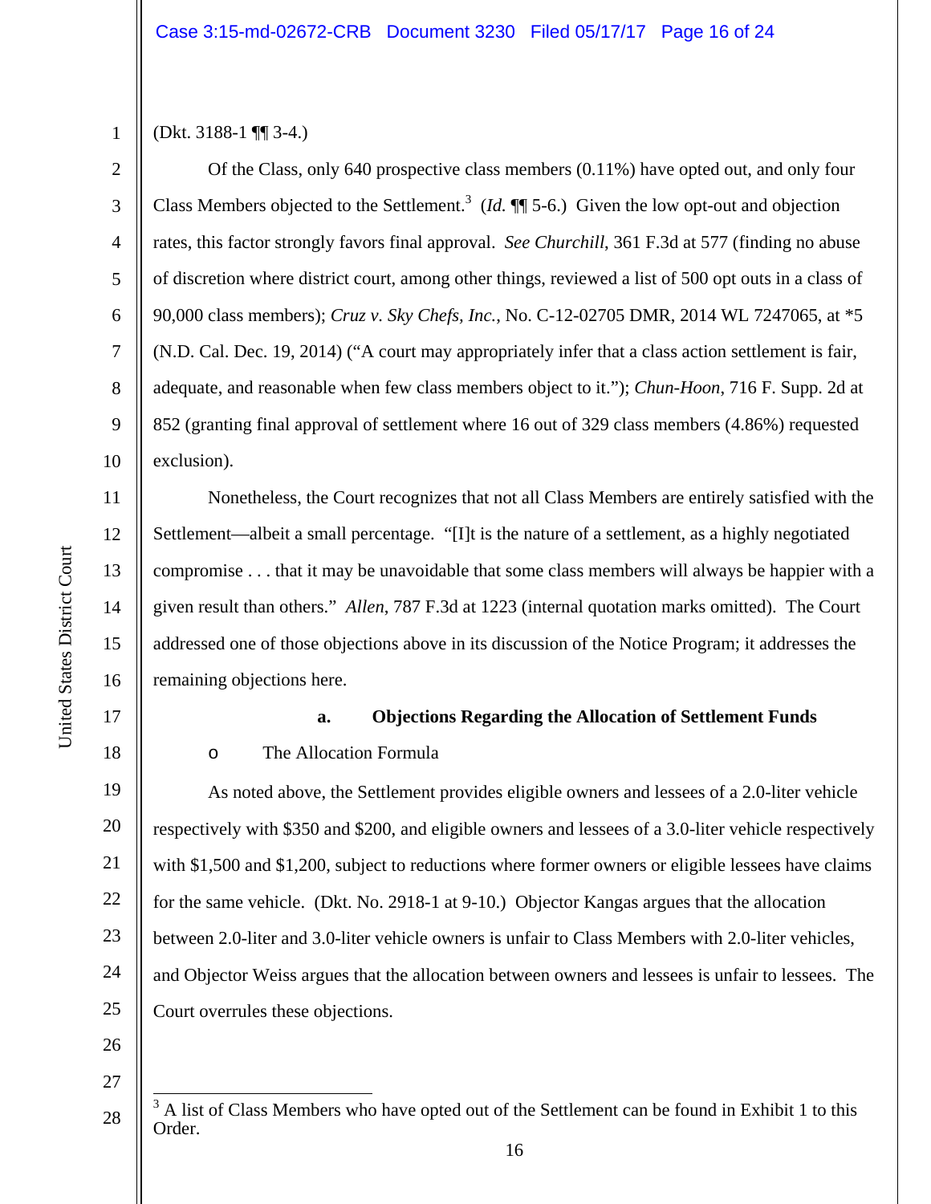(Dkt. 3188-1 ¶¶ 3-4.)

Of the Class, only 640 prospective class members (0.11%) have opted out, and only four Class Members objected to the Settlement.[3] (*Id.* ¶¶ 5-6.) Given the low opt-out and objection rates, this factor strongly favors final approval. *See Churchill*, 361 F.3d at 577 (finding no abuse of discretion where district court, among other things, reviewed a list of 500 opt outs in a class of 90,000 class members); *Cruz v. Sky Chefs, Inc.*, No. C-12-02705 DMR, 2014 WL 7247065, at *5 (N.D. Cal. Dec. 19, 2014) ("A court may appropriately infer that a class action settlement is fair, adequate, and reasonable when few class members object to it."); *Chun-Hoon*, 716 F. Supp. 2d at 852 (granting final approval of settlement where 16 out of 329 class members (4.86%) requested exclusion).

Nonetheless, the Court recognizes that not all Class Members are entirely satisfied with the Settlement—albeit a small percentage. "[I]t is the nature of a settlement, as a highly negotiated compromise . . . that it may be unavoidable that some class members will always be happier with a given result than others." *Allen*, 787 F.3d at 1223 (internal quotation marks omitted). The Court addressed one of those objections above in its discussion of the Notice Program; it addresses the remaining objections here.

**a. Objections Regarding the Allocation of Settlement Funds**

- The Allocation Formula

As noted above, the Settlement provides eligible owners and lessees of a 2.0-liter vehicle respectively with $350 and $200, and eligible owners and lessees of a 3.0-liter vehicle respectively with $1,500 and $1,200, subject to reductions where former owners or eligible lessees have claims for the same vehicle. (Dkt. No. 2918-1 at 9-10.) Objector Kangas argues that the allocation between 2.0-liter and 3.0-liter vehicle owners is unfair to Class Members with 2.0-liter vehicles, and Objector Weiss argues that the allocation between owners and lessees is unfair to lessees. The Court overrules these objections.

---

[3] A list of Class Members who have opted out of the Settlement can be found in Exhibit 1 to this Order.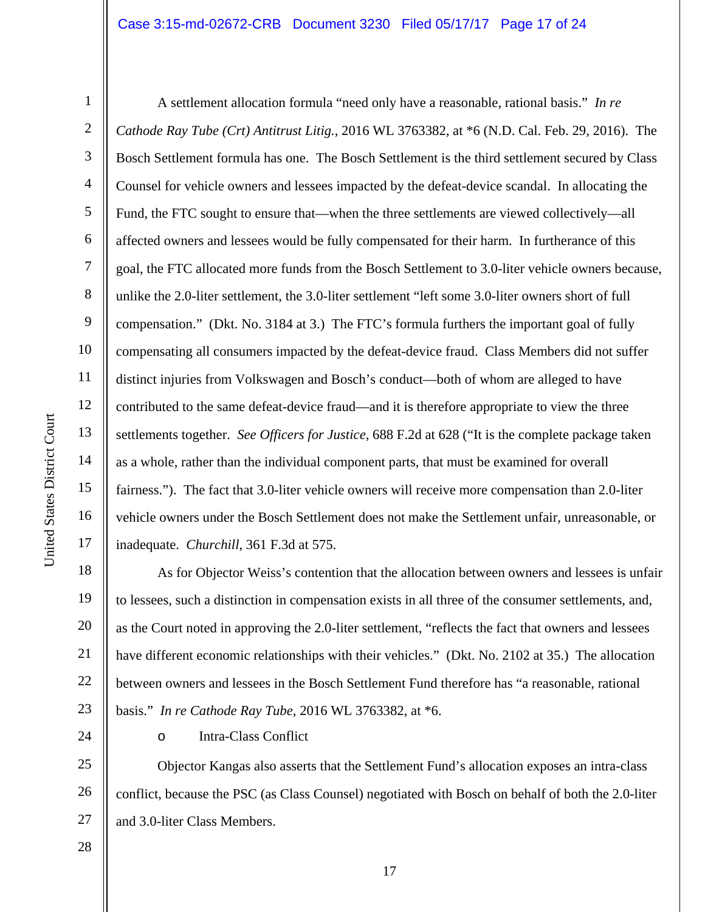A settlement allocation formula "need only have a reasonable, rational basis." *In re Cathode Ray Tube (Crt) Antitrust Litig.*, 2016 WL 3763382, at *6 (N.D. Cal. Feb. 29, 2016). The Bosch Settlement formula has one. The Bosch Settlement is the third settlement secured by Class Counsel for vehicle owners and lessees impacted by the defeat-device scandal. In allocating the Fund, the FTC sought to ensure that—when the three settlements are viewed collectively—all affected owners and lessees would be fully compensated for their harm. In furtherance of this goal, the FTC allocated more funds from the Bosch Settlement to 3.0-liter vehicle owners because, unlike the 2.0-liter settlement, the 3.0-liter settlement "left some 3.0-liter owners short of full compensation." (Dkt. No. 3184 at 3.) The FTC's formula furthers the important goal of fully compensating all consumers impacted by the defeat-device fraud. Class Members did not suffer distinct injuries from Volkswagen and Bosch's conduct—both of whom are alleged to have contributed to the same defeat-device fraud—and it is therefore appropriate to view the three settlements together. *See Officers for Justice*, 688 F.2d at 628 ("It is the complete package taken as a whole, rather than the individual component parts, that must be examined for overall fairness."). The fact that 3.0-liter vehicle owners will receive more compensation than 2.0-liter vehicle owners under the Bosch Settlement does not make the Settlement unfair, unreasonable, or inadequate. *Churchill*, 361 F.3d at 575.

As for Objector Weiss's contention that the allocation between owners and lessees is unfair to lessees, such a distinction in compensation exists in all three of the consumer settlements, and, as the Court noted in approving the 2.0-liter settlement, "reflects the fact that owners and lessees have different economic relationships with their vehicles." (Dkt. No. 2102 at 35.) The allocation between owners and lessees in the Bosch Settlement Fund therefore has "a reasonable, rational basis." *In re Cathode Ray Tube*, 2016 WL 3763382, at *6.

- Intra-Class Conflict

Objector Kangas also asserts that the Settlement Fund's allocation exposes an intra-class conflict, because the PSC (as Class Counsel) negotiated with Bosch on behalf of both the 2.0-liter and 3.0-liter Class Members.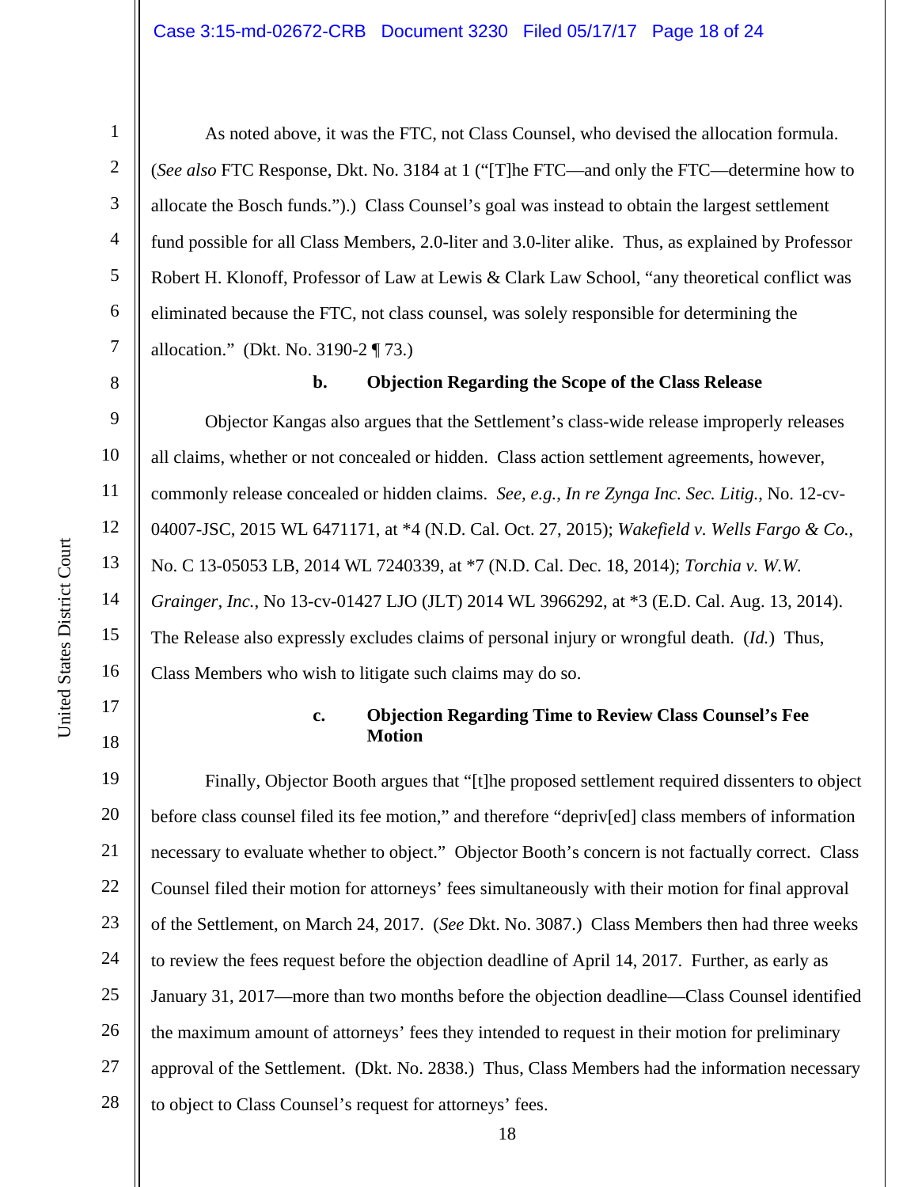As noted above, it was the FTC, not Class Counsel, who devised the allocation formula. (*See also* FTC Response, Dkt. No. 3184 at 1 ("[T]he FTC—and only the FTC—determine how to allocate the Bosch funds.").) Class Counsel's goal was instead to obtain the largest settlement fund possible for all Class Members, 2.0-liter and 3.0-liter alike. Thus, as explained by Professor Robert H. Klonoff, Professor of Law at Lewis & Clark Law School, "any theoretical conflict was eliminated because the FTC, not class counsel, was solely responsible for determining the allocation." (Dkt. No. 3190-2 ¶ 73.)

**b. Objection Regarding the Scope of the Class Release**

Objector Kangas also argues that the Settlement's class-wide release improperly releases all claims, whether or not concealed or hidden. Class action settlement agreements, however, commonly release concealed or hidden claims. *See, e.g., In re Zynga Inc. Sec. Litig.*, No. 12-cv-04007-JSC, 2015 WL 6471171, at *4 (N.D. Cal. Oct. 27, 2015); *Wakefield v. Wells Fargo & Co.*, No. C 13-05053 LB, 2014 WL 7240339, at *7 (N.D. Cal. Dec. 18, 2014); *Torchia v. W.W. Grainger, Inc.*, No 13-cv-01427 LJO (JLT) 2014 WL 3966292, at *3 (E.D. Cal. Aug. 13, 2014). The Release also expressly excludes claims of personal injury or wrongful death. (*Id.*) Thus, Class Members who wish to litigate such claims may do so.

**c. Objection Regarding Time to Review Class Counsel's Fee Motion**

Finally, Objector Booth argues that "[t]he proposed settlement required dissenters to object before class counsel filed its fee motion," and therefore "depriv[ed] class members of information necessary to evaluate whether to object." Objector Booth's concern is not factually correct. Class Counsel filed their motion for attorneys' fees simultaneously with their motion for final approval of the Settlement, on March 24, 2017. (*See* Dkt. No. 3087.) Class Members then had three weeks to review the fees request before the objection deadline of April 14, 2017. Further, as early as January 31, 2017—more than two months before the objection deadline—Class Counsel identified the maximum amount of attorneys' fees they intended to request in their motion for preliminary approval of the Settlement. (Dkt. No. 2838.) Thus, Class Members had the information necessary to object to Class Counsel's request for attorneys' fees.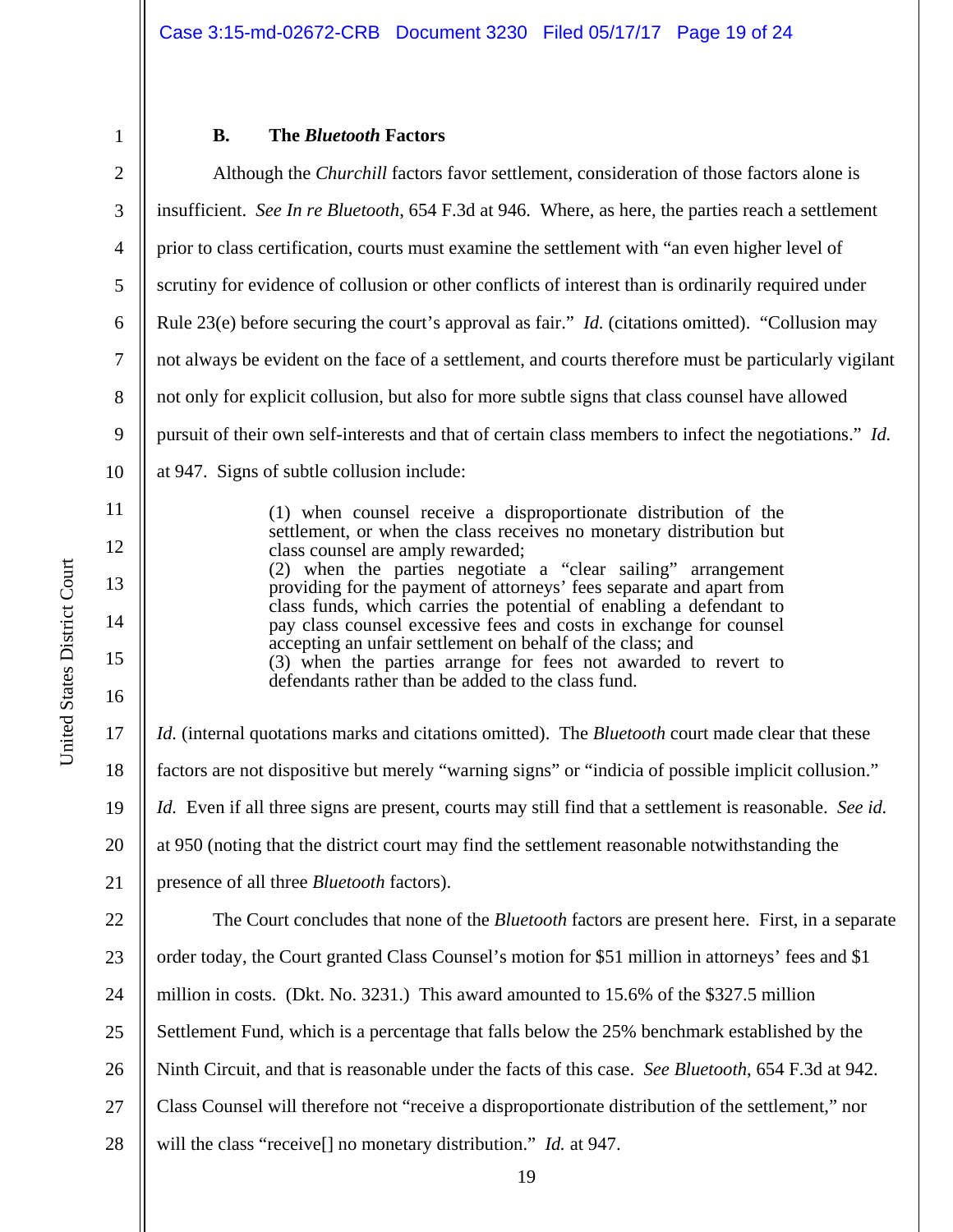### B. The *Bluetooth* Factors

Although the *Churchill* factors favor settlement, consideration of those factors alone is insufficient. *See In re Bluetooth*, 654 F.3d at 946. Where, as here, the parties reach a settlement prior to class certification, courts must examine the settlement with "an even higher level of scrutiny for evidence of collusion or other conflicts of interest than is ordinarily required under Rule 23(e) before securing the court's approval as fair." *Id.* (citations omitted). "Collusion may not always be evident on the face of a settlement, and courts therefore must be particularly vigilant not only for explicit collusion, but also for more subtle signs that class counsel have allowed pursuit of their own self-interests and that of certain class members to infect the negotiations." *Id.* at 947. Signs of subtle collusion include:

> (1) when counsel receive a disproportionate distribution of the settlement, or when the class receives no monetary distribution but class counsel are amply rewarded;
> (2) when the parties negotiate a "clear sailing" arrangement providing for the payment of attorneys' fees separate and apart from class funds, which carries the potential of enabling a defendant to pay class counsel excessive fees and costs in exchange for counsel accepting an unfair settlement on behalf of the class; and
> (3) when the parties arrange for fees not awarded to revert to defendants rather than be added to the class fund.

*Id.* (internal quotations marks and citations omitted). The *Bluetooth* court made clear that these factors are not dispositive but merely "warning signs" or "indicia of possible implicit collusion." *Id.* Even if all three signs are present, courts may still find that a settlement is reasonable. *See id.* at 950 (noting that the district court may find the settlement reasonable notwithstanding the presence of all three *Bluetooth* factors).

The Court concludes that none of the *Bluetooth* factors are present here. First, in a separate order today, the Court granted Class Counsel's motion for $51 million in attorneys' fees and $1 million in costs. (Dkt. No. 3231.) This award amounted to 15.6% of the $327.5 million Settlement Fund, which is a percentage that falls below the 25% benchmark established by the Ninth Circuit, and that is reasonable under the facts of this case. *See Bluetooth*, 654 F.3d at 942. Class Counsel will therefore not "receive a disproportionate distribution of the settlement," nor will the class "receive[] no monetary distribution." *Id.* at 947.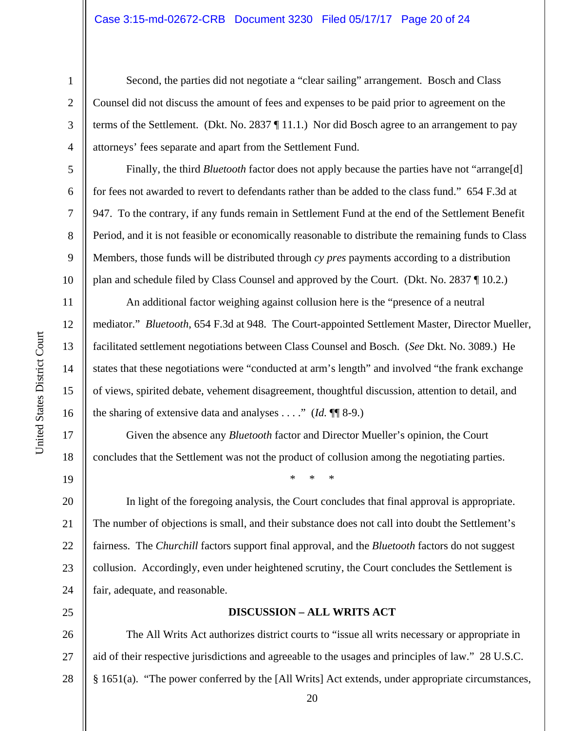Second, the parties did not negotiate a "clear sailing" arrangement. Bosch and Class Counsel did not discuss the amount of fees and expenses to be paid prior to agreement on the terms of the Settlement. (Dkt. No. 2837 ¶ 11.1.) Nor did Bosch agree to an arrangement to pay attorneys' fees separate and apart from the Settlement Fund.

Finally, the third *Bluetooth* factor does not apply because the parties have not "arrange[d] for fees not awarded to revert to defendants rather than be added to the class fund." 654 F.3d at 947. To the contrary, if any funds remain in Settlement Fund at the end of the Settlement Benefit Period, and it is not feasible or economically reasonable to distribute the remaining funds to Class Members, those funds will be distributed through *cy pres* payments according to a distribution plan and schedule filed by Class Counsel and approved by the Court. (Dkt. No. 2837 ¶ 10.2.)

An additional factor weighing against collusion here is the "presence of a neutral mediator." *Bluetooth*, 654 F.3d at 948. The Court-appointed Settlement Master, Director Mueller, facilitated settlement negotiations between Class Counsel and Bosch. (*See* Dkt. No. 3089.) He states that these negotiations were "conducted at arm's length" and involved "the frank exchange of views, spirited debate, vehement disagreement, thoughtful discussion, attention to detail, and the sharing of extensive data and analyses . . . ." (*Id.* ¶¶ 8-9.)

Given the absence any *Bluetooth* factor and Director Mueller's opinion, the Court concludes that the Settlement was not the product of collusion among the negotiating parties.

\* \* \*

In light of the foregoing analysis, the Court concludes that final approval is appropriate. The number of objections is small, and their substance does not call into doubt the Settlement's fairness. The *Churchill* factors support final approval, and the *Bluetooth* factors do not suggest collusion. Accordingly, even under heightened scrutiny, the Court concludes the Settlement is fair, adequate, and reasonable.

**DISCUSSION – ALL WRITS ACT**

The All Writs Act authorizes district courts to "issue all writs necessary or appropriate in aid of their respective jurisdictions and agreeable to the usages and principles of law." 28 U.S.C. § 1651(a). "The power conferred by the [All Writs] Act extends, under appropriate circumstances,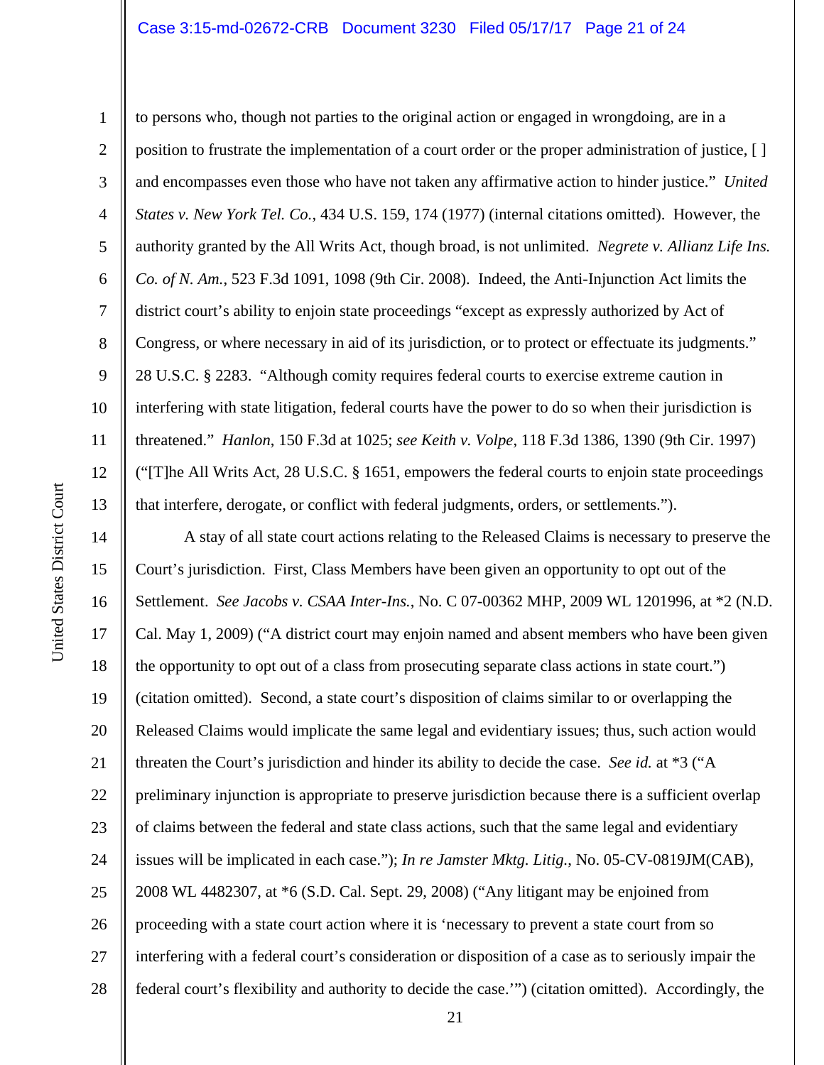to persons who, though not parties to the original action or engaged in wrongdoing, are in a position to frustrate the implementation of a court order or the proper administration of justice, [ ] and encompasses even those who have not taken any affirmative action to hinder justice." *United States v. New York Tel. Co.*, 434 U.S. 159, 174 (1977) (internal citations omitted). However, the authority granted by the All Writs Act, though broad, is not unlimited. *Negrete v. Allianz Life Ins. Co. of N. Am.*, 523 F.3d 1091, 1098 (9th Cir. 2008). Indeed, the Anti-Injunction Act limits the district court's ability to enjoin state proceedings "except as expressly authorized by Act of Congress, or where necessary in aid of its jurisdiction, or to protect or effectuate its judgments." 28 U.S.C. § 2283. "Although comity requires federal courts to exercise extreme caution in interfering with state litigation, federal courts have the power to do so when their jurisdiction is threatened." *Hanlon*, 150 F.3d at 1025; *see Keith v. Volpe*, 118 F.3d 1386, 1390 (9th Cir. 1997) ("[T]he All Writs Act, 28 U.S.C. § 1651, empowers the federal courts to enjoin state proceedings that interfere, derogate, or conflict with federal judgments, orders, or settlements.").

A stay of all state court actions relating to the Released Claims is necessary to preserve the Court's jurisdiction. First, Class Members have been given an opportunity to opt out of the Settlement. *See Jacobs v. CSAA Inter-Ins.*, No. C 07-00362 MHP, 2009 WL 1201996, at *2 (N.D. Cal. May 1, 2009) ("A district court may enjoin named and absent members who have been given the opportunity to opt out of a class from prosecuting separate class actions in state court.") (citation omitted). Second, a state court's disposition of claims similar to or overlapping the Released Claims would implicate the same legal and evidentiary issues; thus, such action would threaten the Court's jurisdiction and hinder its ability to decide the case. *See id.* at *3 ("A preliminary injunction is appropriate to preserve jurisdiction because there is a sufficient overlap of claims between the federal and state class actions, such that the same legal and evidentiary issues will be implicated in each case."); *In re Jamster Mktg. Litig.*, No. 05-CV-0819JM(CAB), 2008 WL 4482307, at *6 (S.D. Cal. Sept. 29, 2008) ("Any litigant may be enjoined from proceeding with a state court action where it is 'necessary to prevent a state court from so interfering with a federal court's consideration or disposition of a case as to seriously impair the federal court's flexibility and authority to decide the case.'") (citation omitted). Accordingly, the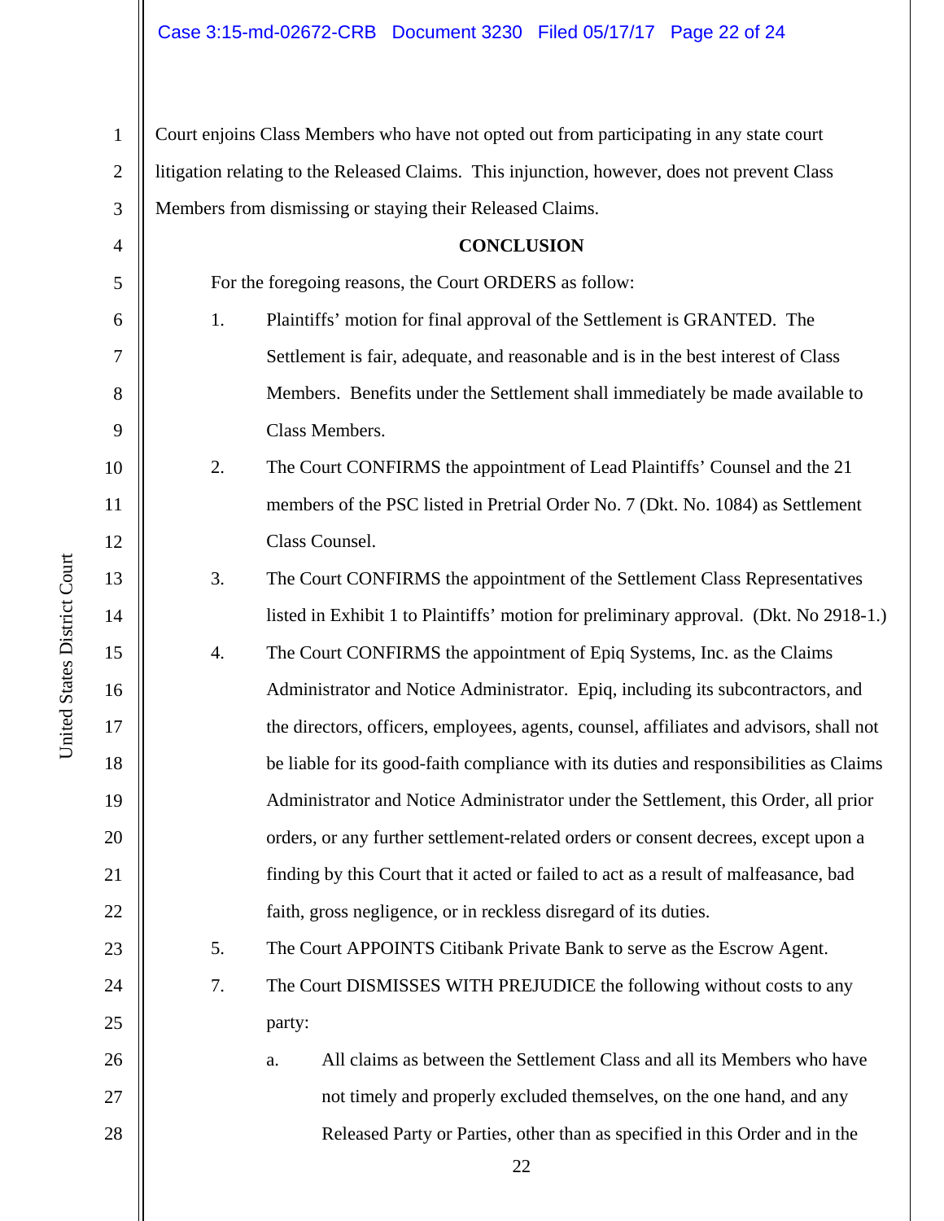Court enjoins Class Members who have not opted out from participating in any state court litigation relating to the Released Claims. This injunction, however, does not prevent Class Members from dismissing or staying their Released Claims.

## CONCLUSION

For the foregoing reasons, the Court ORDERS as follow:

1. Plaintiffs' motion for final approval of the Settlement is GRANTED. The Settlement is fair, adequate, and reasonable and is in the best interest of Class Members. Benefits under the Settlement shall immediately be made available to Class Members.

2. The Court CONFIRMS the appointment of Lead Plaintiffs' Counsel and the 21 members of the PSC listed in Pretrial Order No. 7 (Dkt. No. 1084) as Settlement Class Counsel.

3. The Court CONFIRMS the appointment of the Settlement Class Representatives listed in Exhibit 1 to Plaintiffs' motion for preliminary approval. (Dkt. No 2918-1.)

4. The Court CONFIRMS the appointment of Epiq Systems, Inc. as the Claims Administrator and Notice Administrator. Epiq, including its subcontractors, and the directors, officers, employees, agents, counsel, affiliates and advisors, shall not be liable for its good-faith compliance with its duties and responsibilities as Claims Administrator and Notice Administrator under the Settlement, this Order, all prior orders, or any further settlement-related orders or consent decrees, except upon a finding by this Court that it acted or failed to act as a result of malfeasance, bad faith, gross negligence, or in reckless disregard of its duties.

5. The Court APPOINTS Citibank Private Bank to serve as the Escrow Agent.

7. The Court DISMISSES WITH PREJUDICE the following without costs to any party:

   a. All claims as between the Settlement Class and all its Members who have not timely and properly excluded themselves, on the one hand, and any Released Party or Parties, other than as specified in this Order and in the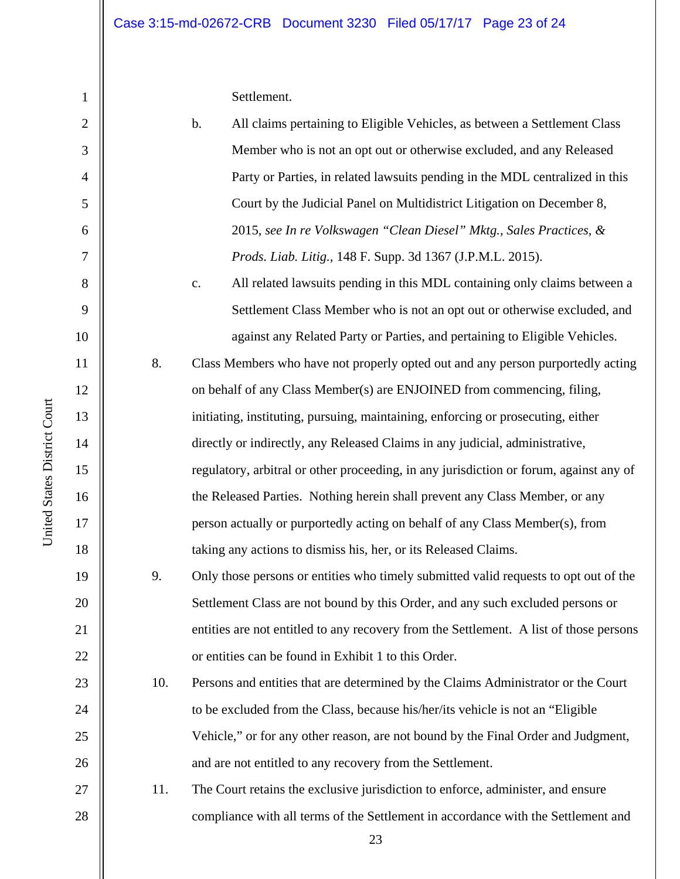Settlement.

b. All claims pertaining to Eligible Vehicles, as between a Settlement Class Member who is not an opt out or otherwise excluded, and any Released Party or Parties, in related lawsuits pending in the MDL centralized in this Court by the Judicial Panel on Multidistrict Litigation on December 8, 2015, *see In re Volkswagen "Clean Diesel" Mktg., Sales Practices, & Prods. Liab. Litig.*, 148 F. Supp. 3d 1367 (J.P.M.L. 2015).

c. All related lawsuits pending in this MDL containing only claims between a Settlement Class Member who is not an opt out or otherwise excluded, and against any Related Party or Parties, and pertaining to Eligible Vehicles.

8. Class Members who have not properly opted out and any person purportedly acting on behalf of any Class Member(s) are ENJOINED from commencing, filing, initiating, instituting, pursuing, maintaining, enforcing or prosecuting, either directly or indirectly, any Released Claims in any judicial, administrative, regulatory, arbitral or other proceeding, in any jurisdiction or forum, against any of the Released Parties. Nothing herein shall prevent any Class Member, or any person actually or purportedly acting on behalf of any Class Member(s), from taking any actions to dismiss his, her, or its Released Claims.

9. Only those persons or entities who timely submitted valid requests to opt out of the Settlement Class are not bound by this Order, and any such excluded persons or entities are not entitled to any recovery from the Settlement. A list of those persons or entities can be found in Exhibit 1 to this Order.

10. Persons and entities that are determined by the Claims Administrator or the Court to be excluded from the Class, because his/her/its vehicle is not an "Eligible Vehicle," or for any other reason, are not bound by the Final Order and Judgment, and are not entitled to any recovery from the Settlement.

11. The Court retains the exclusive jurisdiction to enforce, administer, and ensure compliance with all terms of the Settlement in accordance with the Settlement and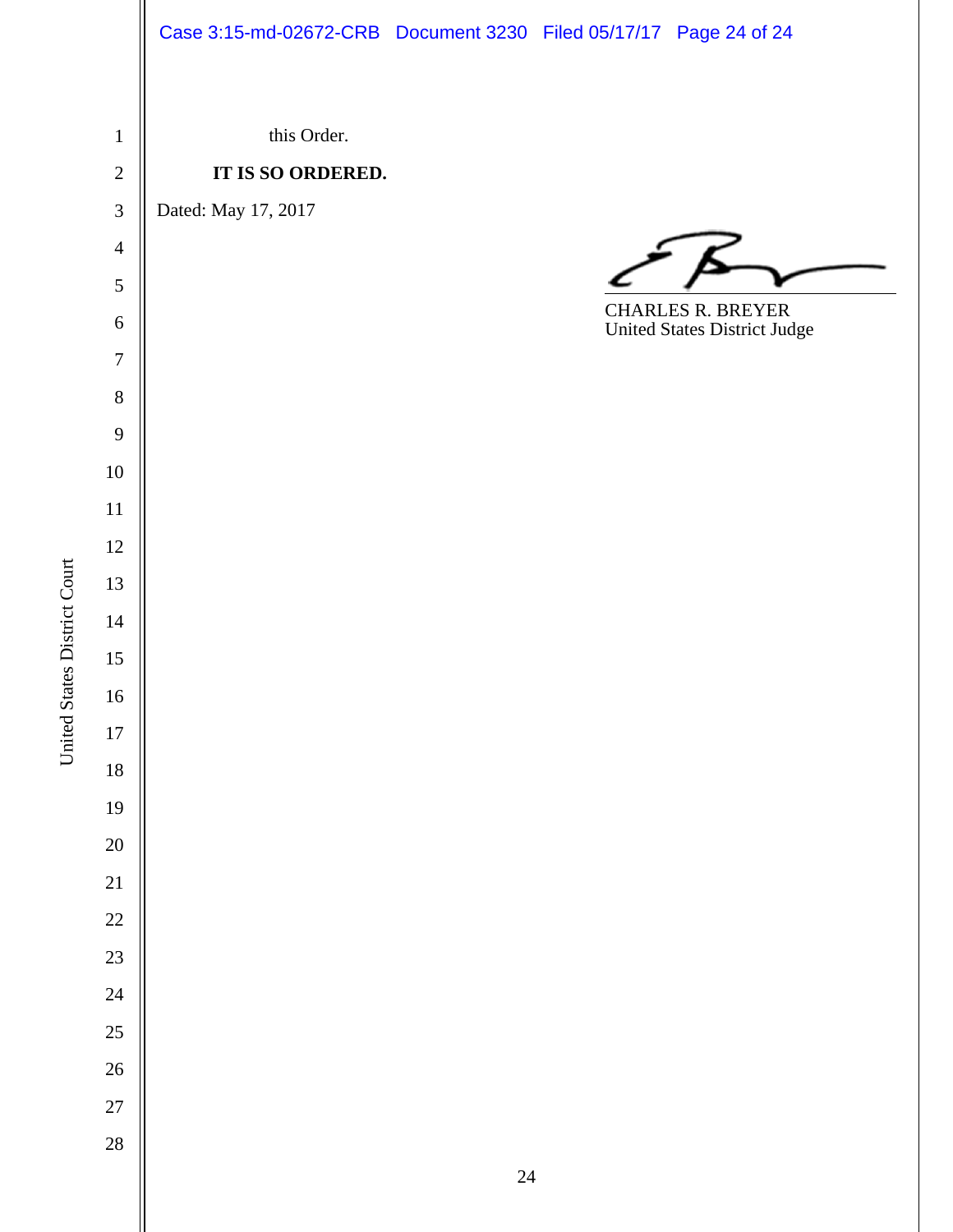this Order.

**IT IS SO ORDERED.**

Dated: May 17, 2017

CHARLES R. BREYER
United States District Judge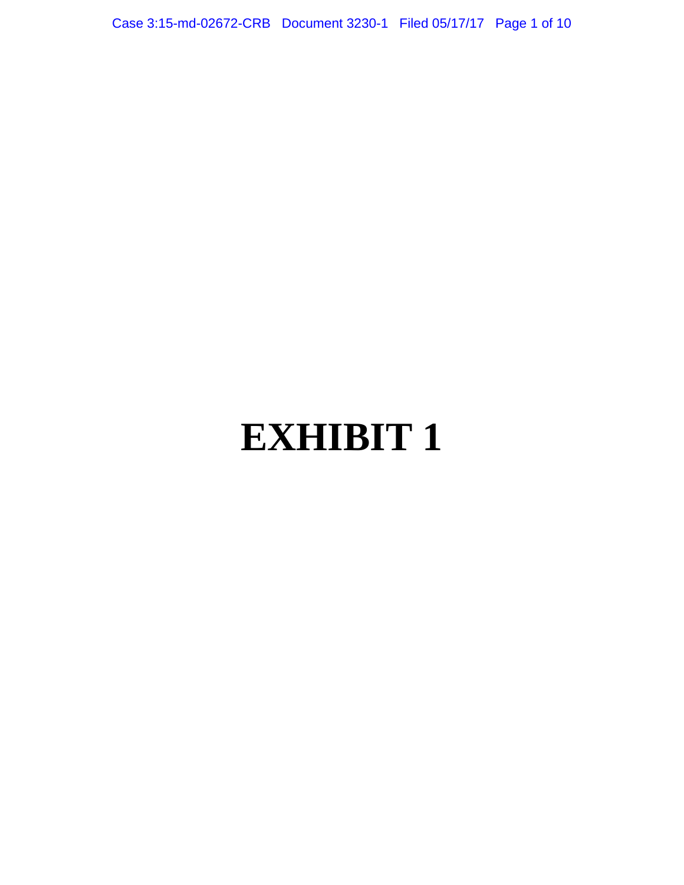# EXHIBIT 1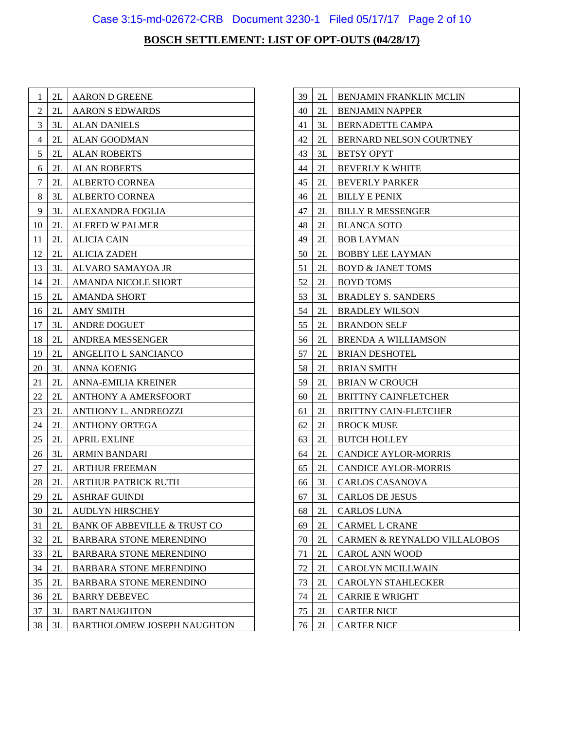**BOSCH SETTLEMENT: LIST OF OPT-OUTS (04/28/17)**

| | | |
|---|---|---|
| 1 | 2L | AARON D GREENE |
| 2 | 2L | AARON S EDWARDS |
| 3 | 3L | ALAN DANIELS |
| 4 | 2L | ALAN GOODMAN |
| 5 | 2L | ALAN ROBERTS |
| 6 | 2L | ALAN ROBERTS |
| 7 | 2L | ALBERTO CORNEA |
| 8 | 3L | ALBERTO CORNEA |
| 9 | 3L | ALEXANDRA FOGLIA |
| 10 | 2L | ALFRED W PALMER |
| 11 | 2L | ALICIA CAIN |
| 12 | 2L | ALICIA ZADEH |
| 13 | 3L | ALVARO SAMAYOA JR |
| 14 | 2L | AMANDA NICOLE SHORT |
| 15 | 2L | AMANDA SHORT |
| 16 | 2L | AMY SMITH |
| 17 | 3L | ANDRE DOGUET |
| 18 | 2L | ANDREA MESSENGER |
| 19 | 2L | ANGELITO L SANCIANCO |
| 20 | 3L | ANNA KOENIG |
| 21 | 2L | ANNA-EMILIA KREINER |
| 22 | 2L | ANTHONY A AMERSFOORT |
| 23 | 2L | ANTHONY L. ANDREOZZI |
| 24 | 2L | ANTHONY ORTEGA |
| 25 | 2L | APRIL EXLINE |
| 26 | 3L | ARMIN BANDARI |
| 27 | 2L | ARTHUR FREEMAN |
| 28 | 2L | ARTHUR PATRICK RUTH |
| 29 | 2L | ASHRAF GUINDI |
| 30 | 2L | AUDLYN HIRSCHEY |
| 31 | 2L | BANK OF ABBEVILLE & TRUST CO |
| 32 | 2L | BARBARA STONE MERENDINO |
| 33 | 2L | BARBARA STONE MERENDINO |
| 34 | 2L | BARBARA STONE MERENDINO |
| 35 | 2L | BARBARA STONE MERENDINO |
| 36 | 2L | BARRY DEBEVEC |
| 37 | 3L | BART NAUGHTON |
| 38 | 3L | BARTHOLOMEW JOSEPH NAUGHTON |
| 39 | 2L | BENJAMIN FRANKLIN MCLIN |
| 40 | 2L | BENJAMIN NAPPER |
| 41 | 3L | BERNADETTE CAMPA |
| 42 | 2L | BERNARD NELSON COURTNEY |
| 43 | 3L | BETSY OPYT |
| 44 | 2L | BEVERLY K WHITE |
| 45 | 2L | BEVERLY PARKER |
| 46 | 2L | BILLY E PENIX |
| 47 | 2L | BILLY R MESSENGER |
| 48 | 2L | BLANCA SOTO |
| 49 | 2L | BOB LAYMAN |
| 50 | 2L | BOBBY LEE LAYMAN |
| 51 | 2L | BOYD & JANET TOMS |
| 52 | 2L | BOYD TOMS |
| 53 | 3L | BRADLEY S. SANDERS |
| 54 | 2L | BRADLEY WILSON |
| 55 | 2L | BRANDON SELF |
| 56 | 2L | BRENDA A WILLIAMSON |
| 57 | 2L | BRIAN DESHOTEL |
| 58 | 2L | BRIAN SMITH |
| 59 | 2L | BRIAN W CROUCH |
| 60 | 2L | BRITTNY CAINFLETCHER |
| 61 | 2L | BRITTNY CAIN-FLETCHER |
| 62 | 2L | BROCK MUSE |
| 63 | 2L | BUTCH HOLLEY |
| 64 | 2L | CANDICE AYLOR-MORRIS |
| 65 | 2L | CANDICE AYLOR-MORRIS |
| 66 | 3L | CARLOS CASANOVA |
| 67 | 3L | CARLOS DE JESUS |
| 68 | 2L | CARLOS LUNA |
| 69 | 2L | CARMEL L CRANE |
| 70 | 2L | CARMEN & REYNALDO VILLALOBOS |
| 71 | 2L | CAROL ANN WOOD |
| 72 | 2L | CAROLYN MCILLWAIN |
| 73 | 2L | CAROLYN STAHLECKER |
| 74 | 2L | CARRIE E WRIGHT |
| 75 | 2L | CARTER NICE |
| 76 | 2L | CARTER NICE |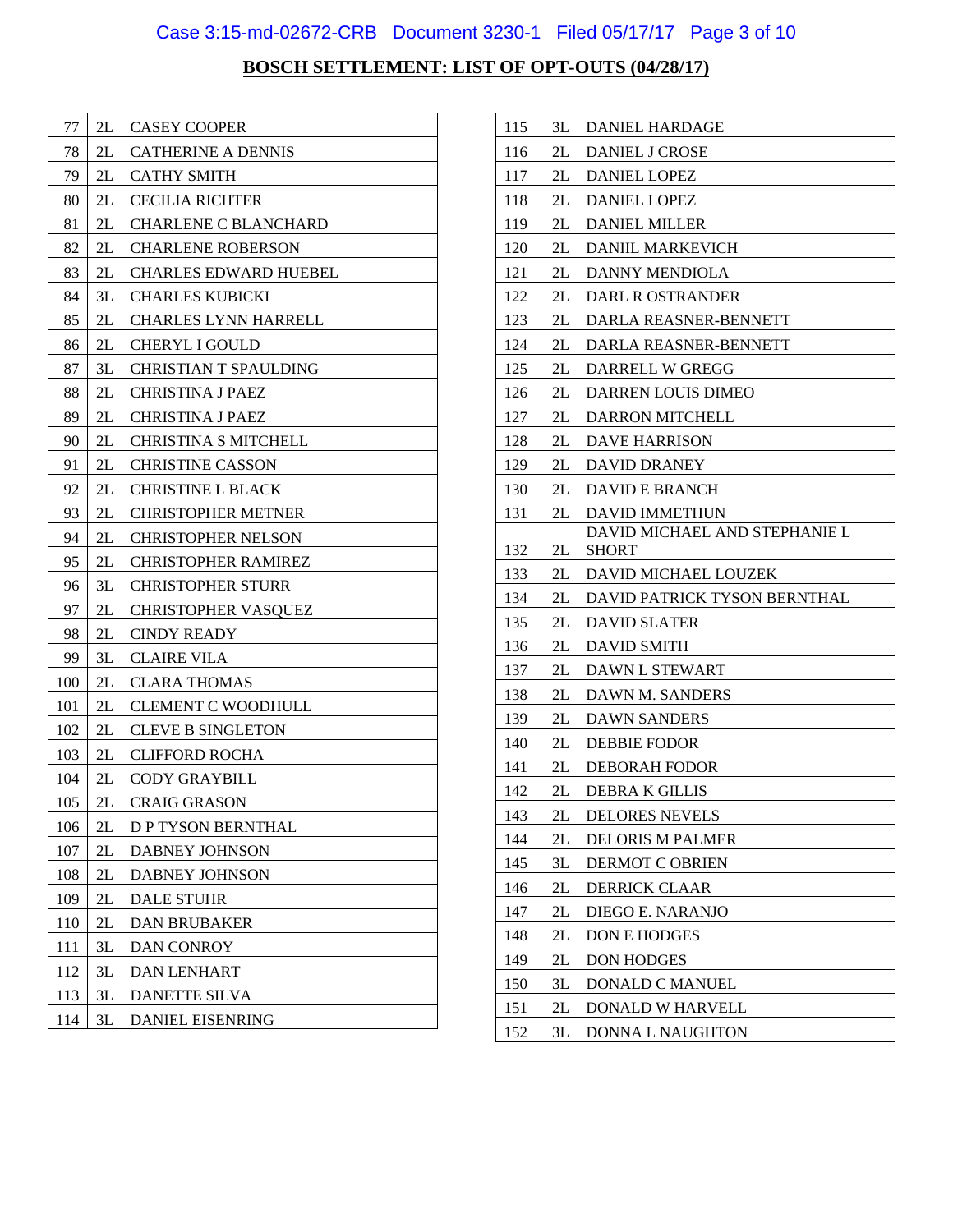**BOSCH SETTLEMENT: LIST OF OPT-OUTS (04/28/17)**

| | | |
|---|---|---|
| 77 | 2L | CASEY COOPER |
| 78 | 2L | CATHERINE A DENNIS |
| 79 | 2L | CATHY SMITH |
| 80 | 2L | CECILIA RICHTER |
| 81 | 2L | CHARLENE C BLANCHARD |
| 82 | 2L | CHARLENE ROBERSON |
| 83 | 2L | CHARLES EDWARD HUEBEL |
| 84 | 3L | CHARLES KUBICKI |
| 85 | 2L | CHARLES LYNN HARRELL |
| 86 | 2L | CHERYL I GOULD |
| 87 | 3L | CHRISTIAN T SPAULDING |
| 88 | 2L | CHRISTINA J PAEZ |
| 89 | 2L | CHRISTINA J PAEZ |
| 90 | 2L | CHRISTINA S MITCHELL |
| 91 | 2L | CHRISTINE CASSON |
| 92 | 2L | CHRISTINE L BLACK |
| 93 | 2L | CHRISTOPHER METNER |
| 94 | 2L | CHRISTOPHER NELSON |
| 95 | 2L | CHRISTOPHER RAMIREZ |
| 96 | 3L | CHRISTOPHER STURR |
| 97 | 2L | CHRISTOPHER VASQUEZ |
| 98 | 2L | CINDY READY |
| 99 | 3L | CLAIRE VILA |
| 100 | 2L | CLARA THOMAS |
| 101 | 2L | CLEMENT C WOODHULL |
| 102 | 2L | CLEVE B SINGLETON |
| 103 | 2L | CLIFFORD ROCHA |
| 104 | 2L | CODY GRAYBILL |
| 105 | 2L | CRAIG GRASON |
| 106 | 2L | D P TYSON BERNTHAL |
| 107 | 2L | DABNEY JOHNSON |
| 108 | 2L | DABNEY JOHNSON |
| 109 | 2L | DALE STUHR |
| 110 | 2L | DAN BRUBAKER |
| 111 | 3L | DAN CONROY |
| 112 | 3L | DAN LENHART |
| 113 | 3L | DANETTE SILVA |
| 114 | 3L | DANIEL EISENRING |
| 115 | 3L | DANIEL HARDAGE |
| 116 | 2L | DANIEL J CROSE |
| 117 | 2L | DANIEL LOPEZ |
| 118 | 2L | DANIEL LOPEZ |
| 119 | 2L | DANIEL MILLER |
| 120 | 2L | DANIIL MARKEVICH |
| 121 | 2L | DANNY MENDIOLA |
| 122 | 2L | DARL R OSTRANDER |
| 123 | 2L | DARLA REASNER-BENNETT |
| 124 | 2L | DARLA REASNER-BENNETT |
| 125 | 2L | DARRELL W GREGG |
| 126 | 2L | DARREN LOUIS DIMEO |
| 127 | 2L | DARRON MITCHELL |
| 128 | 2L | DAVE HARRISON |
| 129 | 2L | DAVID DRANEY |
| 130 | 2L | DAVID E BRANCH |
| 131 | 2L | DAVID IMMETHUN |
| 132 | 2L | DAVID MICHAEL AND STEPHANIE L SHORT |
| 133 | 2L | DAVID MICHAEL LOUZEK |
| 134 | 2L | DAVID PATRICK TYSON BERNTHAL |
| 135 | 2L | DAVID SLATER |
| 136 | 2L | DAVID SMITH |
| 137 | 2L | DAWN L STEWART |
| 138 | 2L | DAWN M. SANDERS |
| 139 | 2L | DAWN SANDERS |
| 140 | 2L | DEBBIE FODOR |
| 141 | 2L | DEBORAH FODOR |
| 142 | 2L | DEBRA K GILLIS |
| 143 | 2L | DELORES NEVELS |
| 144 | 2L | DELORIS M PALMER |
| 145 | 3L | DERMOT C OBRIEN |
| 146 | 2L | DERRICK CLAAR |
| 147 | 2L | DIEGO E. NARANJO |
| 148 | 2L | DON E HODGES |
| 149 | 2L | DON HODGES |
| 150 | 3L | DONALD C MANUEL |
| 151 | 2L | DONALD W HARVELL |
| 152 | 3L | DONNA L NAUGHTON |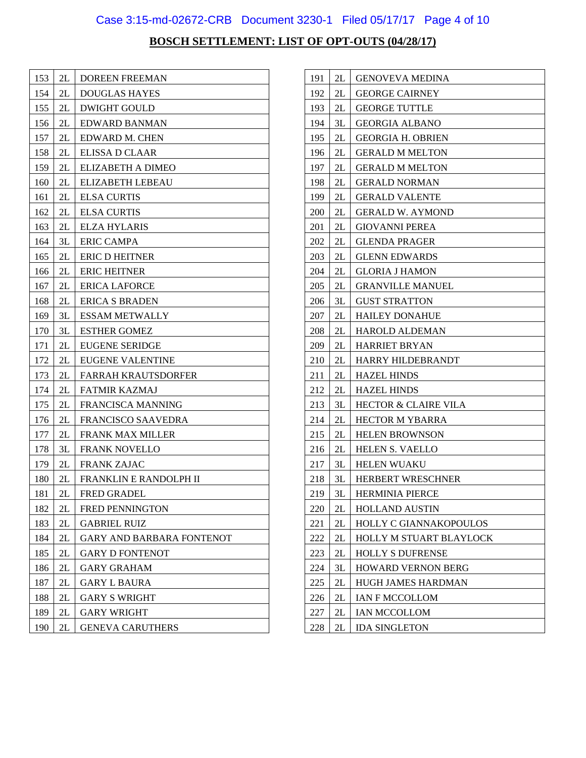**BOSCH SETTLEMENT: LIST OF OPT-OUTS (04/28/17)**

| | | |
|---|---|---|
| 153 | 2L | DOREEN FREEMAN |
| 154 | 2L | DOUGLAS HAYES |
| 155 | 2L | DWIGHT GOULD |
| 156 | 2L | EDWARD BANMAN |
| 157 | 2L | EDWARD M. CHEN |
| 158 | 2L | ELISSA D CLAAR |
| 159 | 2L | ELIZABETH A DIMEO |
| 160 | 2L | ELIZABETH LEBEAU |
| 161 | 2L | ELSA CURTIS |
| 162 | 2L | ELSA CURTIS |
| 163 | 2L | ELZA HYLARIS |
| 164 | 3L | ERIC CAMPA |
| 165 | 2L | ERIC D HEITNER |
| 166 | 2L | ERIC HEITNER |
| 167 | 2L | ERICA LAFORCE |
| 168 | 2L | ERICA S BRADEN |
| 169 | 3L | ESSAM METWALLY |
| 170 | 3L | ESTHER GOMEZ |
| 171 | 2L | EUGENE SERIDGE |
| 172 | 2L | EUGENE VALENTINE |
| 173 | 2L | FARRAH KRAUTSDORFER |
| 174 | 2L | FATMIR KAZMAJ |
| 175 | 2L | FRANCISCA MANNING |
| 176 | 2L | FRANCISCO SAAVEDRA |
| 177 | 2L | FRANK MAX MILLER |
| 178 | 3L | FRANK NOVELLO |
| 179 | 2L | FRANK ZAJAC |
| 180 | 2L | FRANKLIN E RANDOLPH II |
| 181 | 2L | FRED GRADEL |
| 182 | 2L | FRED PENNINGTON |
| 183 | 2L | GABRIEL RUIZ |
| 184 | 2L | GARY AND BARBARA FONTENOT |
| 185 | 2L | GARY D FONTENOT |
| 186 | 2L | GARY GRAHAM |
| 187 | 2L | GARY L BAURA |
| 188 | 2L | GARY S WRIGHT |
| 189 | 2L | GARY WRIGHT |
| 190 | 2L | GENEVA CARUTHERS |
| 191 | 2L | GENOVEVA MEDINA |
| 192 | 2L | GEORGE CAIRNEY |
| 193 | 2L | GEORGE TUTTLE |
| 194 | 3L | GEORGIA ALBANO |
| 195 | 2L | GEORGIA H. OBRIEN |
| 196 | 2L | GERALD M MELTON |
| 197 | 2L | GERALD M MELTON |
| 198 | 2L | GERALD NORMAN |
| 199 | 2L | GERALD VALENTE |
| 200 | 2L | GERALD W. AYMOND |
| 201 | 2L | GIOVANNI PEREA |
| 202 | 2L | GLENDA PRAGER |
| 203 | 2L | GLENN EDWARDS |
| 204 | 2L | GLORIA J HAMON |
| 205 | 2L | GRANVILLE MANUEL |
| 206 | 3L | GUST STRATTON |
| 207 | 2L | HAILEY DONAHUE |
| 208 | 2L | HAROLD ALDEMAN |
| 209 | 2L | HARRIET BRYAN |
| 210 | 2L | HARRY HILDEBRANDT |
| 211 | 2L | HAZEL HINDS |
| 212 | 2L | HAZEL HINDS |
| 213 | 3L | HECTOR & CLAIRE VILA |
| 214 | 2L | HECTOR M YBARRA |
| 215 | 2L | HELEN BROWNSON |
| 216 | 2L | HELEN S. VAELLO |
| 217 | 3L | HELEN WUAKU |
| 218 | 3L | HERBERT WRESCHNER |
| 219 | 3L | HERMINIA PIERCE |
| 220 | 2L | HOLLAND AUSTIN |
| 221 | 2L | HOLLY C GIANNAKOPOULOS |
| 222 | 2L | HOLLY M STUART BLAYLOCK |
| 223 | 2L | HOLLY S DUFRENSE |
| 224 | 3L | HOWARD VERNON BERG |
| 225 | 2L | HUGH JAMES HARDMAN |
| 226 | 2L | IAN F MCCOLLOM |
| 227 | 2L | IAN MCCOLLOM |
| 228 | 2L | IDA SINGLETON |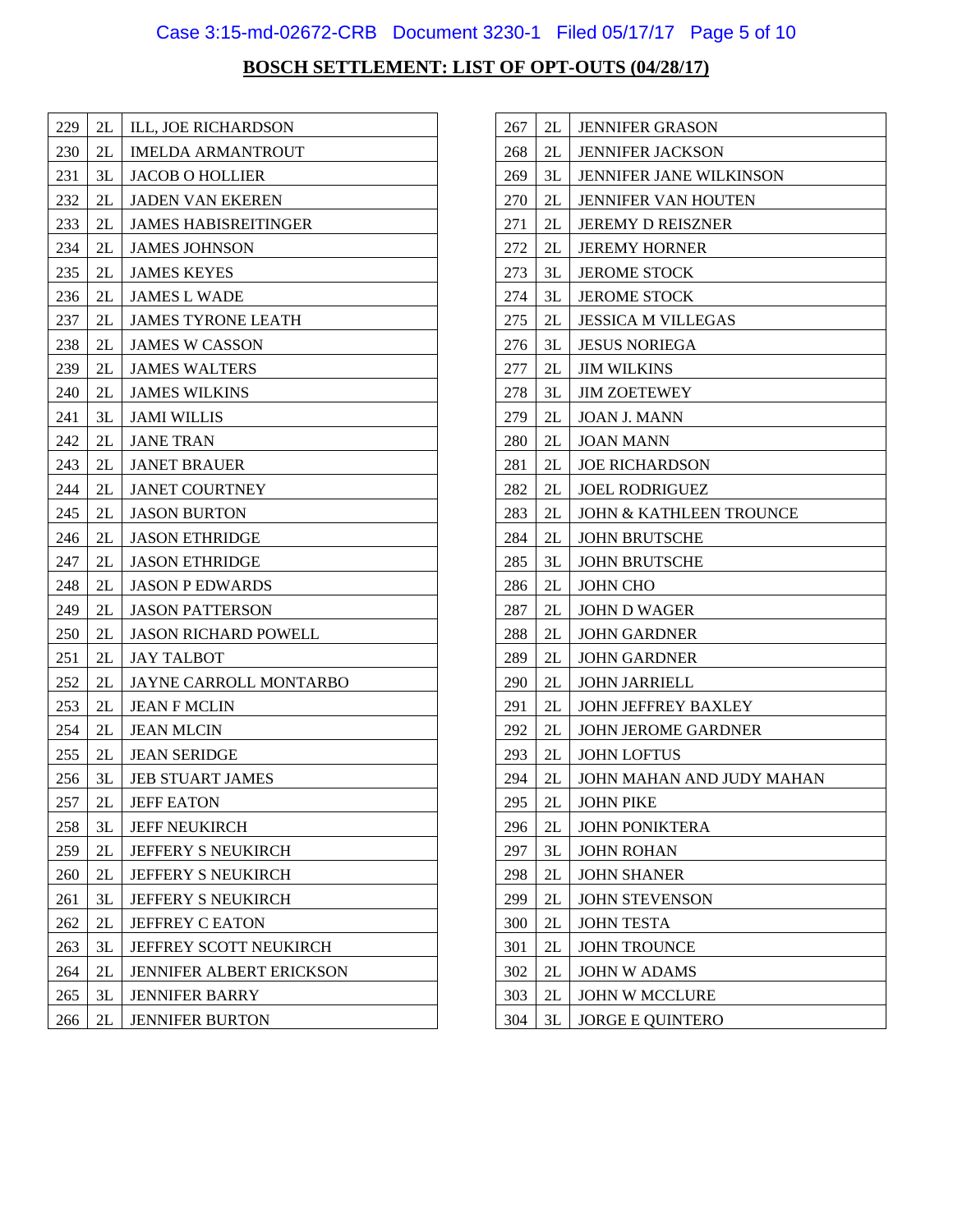**BOSCH SETTLEMENT: LIST OF OPT-OUTS (04/28/17)**

| | | |
|---|---|---|
| 229 | 2L | ILL, JOE RICHARDSON |
| 230 | 2L | IMELDA ARMANTROUT |
| 231 | 3L | JACOB O HOLLIER |
| 232 | 2L | JADEN VAN EKEREN |
| 233 | 2L | JAMES HABISREITINGER |
| 234 | 2L | JAMES JOHNSON |
| 235 | 2L | JAMES KEYES |
| 236 | 2L | JAMES L WADE |
| 237 | 2L | JAMES TYRONE LEATH |
| 238 | 2L | JAMES W CASSON |
| 239 | 2L | JAMES WALTERS |
| 240 | 2L | JAMES WILKINS |
| 241 | 3L | JAMI WILLIS |
| 242 | 2L | JANE TRAN |
| 243 | 2L | JANET BRAUER |
| 244 | 2L | JANET COURTNEY |
| 245 | 2L | JASON BURTON |
| 246 | 2L | JASON ETHRIDGE |
| 247 | 2L | JASON ETHRIDGE |
| 248 | 2L | JASON P EDWARDS |
| 249 | 2L | JASON PATTERSON |
| 250 | 2L | JASON RICHARD POWELL |
| 251 | 2L | JAY TALBOT |
| 252 | 2L | JAYNE CARROLL MONTARBO |
| 253 | 2L | JEAN F MCLIN |
| 254 | 2L | JEAN MLCIN |
| 255 | 2L | JEAN SERIDGE |
| 256 | 3L | JEB STUART JAMES |
| 257 | 2L | JEFF EATON |
| 258 | 3L | JEFF NEUKIRCH |
| 259 | 2L | JEFFERY S NEUKIRCH |
| 260 | 2L | JEFFERY S NEUKIRCH |
| 261 | 3L | JEFFERY S NEUKIRCH |
| 262 | 2L | JEFFREY C EATON |
| 263 | 3L | JEFFREY SCOTT NEUKIRCH |
| 264 | 2L | JENNIFER ALBERT ERICKSON |
| 265 | 3L | JENNIFER BARRY |
| 266 | 2L | JENNIFER BURTON |
| 267 | 2L | JENNIFER GRASON |
| 268 | 2L | JENNIFER JACKSON |
| 269 | 3L | JENNIFER JANE WILKINSON |
| 270 | 2L | JENNIFER VAN HOUTEN |
| 271 | 2L | JEREMY D REISZNER |
| 272 | 2L | JEREMY HORNER |
| 273 | 3L | JEROME STOCK |
| 274 | 3L | JEROME STOCK |
| 275 | 2L | JESSICA M VILLEGAS |
| 276 | 3L | JESUS NORIEGA |
| 277 | 2L | JIM WILKINS |
| 278 | 3L | JIM ZOETEWEY |
| 279 | 2L | JOAN J. MANN |
| 280 | 2L | JOAN MANN |
| 281 | 2L | JOE RICHARDSON |
| 282 | 2L | JOEL RODRIGUEZ |
| 283 | 2L | JOHN & KATHLEEN TROUNCE |
| 284 | 2L | JOHN BRUTSCHE |
| 285 | 3L | JOHN BRUTSCHE |
| 286 | 2L | JOHN CHO |
| 287 | 2L | JOHN D WAGER |
| 288 | 2L | JOHN GARDNER |
| 289 | 2L | JOHN GARDNER |
| 290 | 2L | JOHN JARRIELL |
| 291 | 2L | JOHN JEFFREY BAXLEY |
| 292 | 2L | JOHN JEROME GARDNER |
| 293 | 2L | JOHN LOFTUS |
| 294 | 2L | JOHN MAHAN AND JUDY MAHAN |
| 295 | 2L | JOHN PIKE |
| 296 | 2L | JOHN PONIKTERA |
| 297 | 3L | JOHN ROHAN |
| 298 | 2L | JOHN SHANER |
| 299 | 2L | JOHN STEVENSON |
| 300 | 2L | JOHN TESTA |
| 301 | 2L | JOHN TROUNCE |
| 302 | 2L | JOHN W ADAMS |
| 303 | 2L | JOHN W MCCLURE |
| 304 | 3L | JORGE E QUINTERO |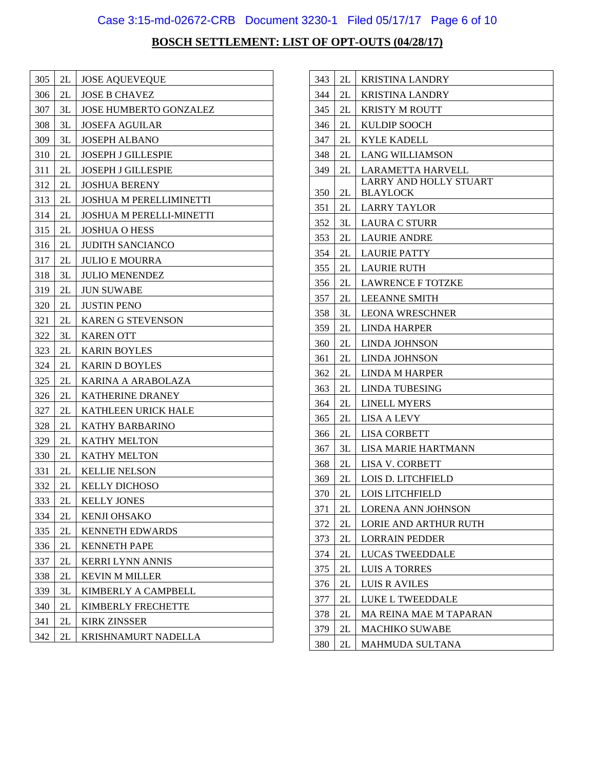## BOSCH SETTLEMENT: LIST OF OPT-OUTS (04/28/17)

| | | |
|---|---|---|
| 305 | 2L | JOSE AQUEVEQUE |
| 306 | 2L | JOSE B CHAVEZ |
| 307 | 3L | JOSE HUMBERTO GONZALEZ |
| 308 | 3L | JOSEFA AGUILAR |
| 309 | 3L | JOSEPH ALBANO |
| 310 | 2L | JOSEPH J GILLESPIE |
| 311 | 2L | JOSEPH J GILLESPIE |
| 312 | 2L | JOSHUA BERENY |
| 313 | 2L | JOSHUA M PERELLIMINETTI |
| 314 | 2L | JOSHUA M PERELLI-MINETTI |
| 315 | 2L | JOSHUA O HESS |
| 316 | 2L | JUDITH SANCIANCO |
| 317 | 2L | JULIO E MOURRA |
| 318 | 3L | JULIO MENENDEZ |
| 319 | 2L | JUN SUWABE |
| 320 | 2L | JUSTIN PENO |
| 321 | 2L | KAREN G STEVENSON |
| 322 | 3L | KAREN OTT |
| 323 | 2L | KARIN BOYLES |
| 324 | 2L | KARIN D BOYLES |
| 325 | 2L | KARINA A ARABOLAZA |
| 326 | 2L | KATHERINE DRANEY |
| 327 | 2L | KATHLEEN URICK HALE |
| 328 | 2L | KATHY BARBARINO |
| 329 | 2L | KATHY MELTON |
| 330 | 2L | KATHY MELTON |
| 331 | 2L | KELLIE NELSON |
| 332 | 2L | KELLY DICHOSO |
| 333 | 2L | KELLY JONES |
| 334 | 2L | KENJI OHSAKO |
| 335 | 2L | KENNETH EDWARDS |
| 336 | 2L | KENNETH PAPE |
| 337 | 2L | KERRI LYNN ANNIS |
| 338 | 2L | KEVIN M MILLER |
| 339 | 3L | KIMBERLY A CAMPBELL |
| 340 | 2L | KIMBERLY FRECHETTE |
| 341 | 2L | KIRK ZINSSER |
| 342 | 2L | KRISHNAMURT NADELLA |
| 343 | 2L | KRISTINA LANDRY |
| 344 | 2L | KRISTINA LANDRY |
| 345 | 2L | KRISTY M ROUTT |
| 346 | 2L | KULDIP SOOCH |
| 347 | 2L | KYLE KADELL |
| 348 | 2L | LANG WILLIAMSON |
| 349 | 2L | LARAMETTA HARVELL |
| 350 | 2L | LARRY AND HOLLY STUART BLAYLOCK |
| 351 | 2L | LARRY TAYLOR |
| 352 | 3L | LAURA C STURR |
| 353 | 2L | LAURIE ANDRE |
| 354 | 2L | LAURIE PATTY |
| 355 | 2L | LAURIE RUTH |
| 356 | 2L | LAWRENCE F TOTZKE |
| 357 | 2L | LEEANNE SMITH |
| 358 | 3L | LEONA WRESCHNER |
| 359 | 2L | LINDA HARPER |
| 360 | 2L | LINDA JOHNSON |
| 361 | 2L | LINDA JOHNSON |
| 362 | 2L | LINDA M HARPER |
| 363 | 2L | LINDA TUBESING |
| 364 | 2L | LINELL MYERS |
| 365 | 2L | LISA A LEVY |
| 366 | 2L | LISA CORBETT |
| 367 | 3L | LISA MARIE HARTMANN |
| 368 | 2L | LISA V. CORBETT |
| 369 | 2L | LOIS D. LITCHFIELD |
| 370 | 2L | LOIS LITCHFIELD |
| 371 | 2L | LORENA ANN JOHNSON |
| 372 | 2L | LORIE AND ARTHUR RUTH |
| 373 | 2L | LORRAIN PEDDER |
| 374 | 2L | LUCAS TWEEDDALE |
| 375 | 2L | LUIS A TORRES |
| 376 | 2L | LUIS R AVILES |
| 377 | 2L | LUKE L TWEEDDALE |
| 378 | 2L | MA REINA MAE M TAPARAN |
| 379 | 2L | MACHIKO SUWABE |
| 380 | 2L | MAHMUDA SULTANA |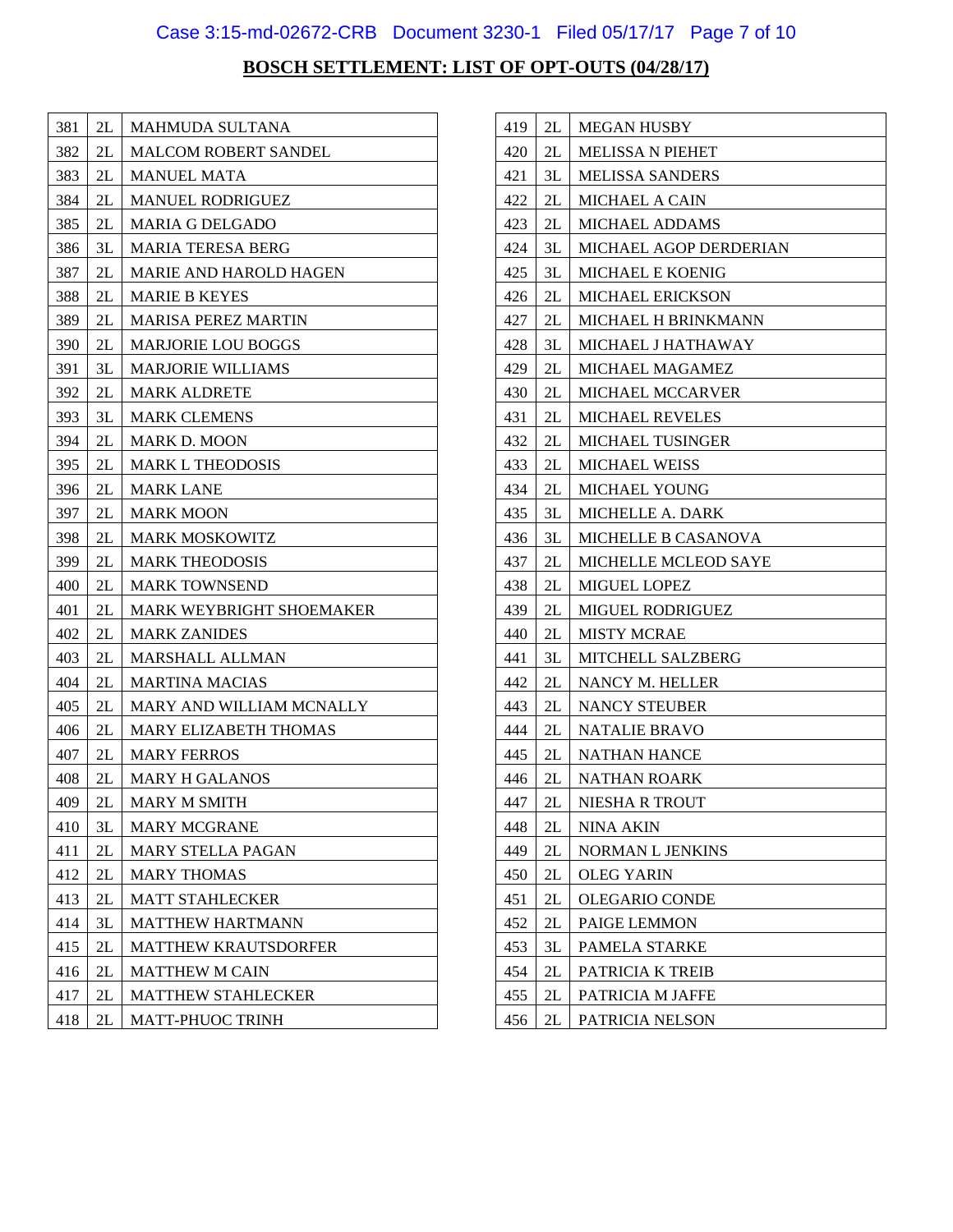**BOSCH SETTLEMENT: LIST OF OPT-OUTS (04/28/17)**

| | | |
|---|---|---|
| 381 | 2L | MAHMUDA SULTANA |
| 382 | 2L | MALCOM ROBERT SANDEL |
| 383 | 2L | MANUEL MATA |
| 384 | 2L | MANUEL RODRIGUEZ |
| 385 | 2L | MARIA G DELGADO |
| 386 | 3L | MARIA TERESA BERG |
| 387 | 2L | MARIE AND HAROLD HAGEN |
| 388 | 2L | MARIE B KEYES |
| 389 | 2L | MARISA PEREZ MARTIN |
| 390 | 2L | MARJORIE LOU BOGGS |
| 391 | 3L | MARJORIE WILLIAMS |
| 392 | 2L | MARK ALDRETE |
| 393 | 3L | MARK CLEMENS |
| 394 | 2L | MARK D. MOON |
| 395 | 2L | MARK L THEODOSIS |
| 396 | 2L | MARK LANE |
| 397 | 2L | MARK MOON |
| 398 | 2L | MARK MOSKOWITZ |
| 399 | 2L | MARK THEODOSIS |
| 400 | 2L | MARK TOWNSEND |
| 401 | 2L | MARK WEYBRIGHT SHOEMAKER |
| 402 | 2L | MARK ZANIDES |
| 403 | 2L | MARSHALL ALLMAN |
| 404 | 2L | MARTINA MACIAS |
| 405 | 2L | MARY AND WILLIAM MCNALLY |
| 406 | 2L | MARY ELIZABETH THOMAS |
| 407 | 2L | MARY FERROS |
| 408 | 2L | MARY H GALANOS |
| 409 | 2L | MARY M SMITH |
| 410 | 3L | MARY MCGRANE |
| 411 | 2L | MARY STELLA PAGAN |
| 412 | 2L | MARY THOMAS |
| 413 | 2L | MATT STAHLECKER |
| 414 | 3L | MATTHEW HARTMANN |
| 415 | 2L | MATTHEW KRAUTSDORFER |
| 416 | 2L | MATTHEW M CAIN |
| 417 | 2L | MATTHEW STAHLECKER |
| 418 | 2L | MATT-PHUOC TRINH |
| 419 | 2L | MEGAN HUSBY |
| 420 | 2L | MELISSA N PIEHET |
| 421 | 3L | MELISSA SANDERS |
| 422 | 2L | MICHAEL A CAIN |
| 423 | 2L | MICHAEL ADDAMS |
| 424 | 3L | MICHAEL AGOP DERDERIAN |
| 425 | 3L | MICHAEL E KOENIG |
| 426 | 2L | MICHAEL ERICKSON |
| 427 | 2L | MICHAEL H BRINKMANN |
| 428 | 3L | MICHAEL J HATHAWAY |
| 429 | 2L | MICHAEL MAGAMEZ |
| 430 | 2L | MICHAEL MCCARVER |
| 431 | 2L | MICHAEL REVELES |
| 432 | 2L | MICHAEL TUSINGER |
| 433 | 2L | MICHAEL WEISS |
| 434 | 2L | MICHAEL YOUNG |
| 435 | 3L | MICHELLE A. DARK |
| 436 | 3L | MICHELLE B CASANOVA |
| 437 | 2L | MICHELLE MCLEOD SAYE |
| 438 | 2L | MIGUEL LOPEZ |
| 439 | 2L | MIGUEL RODRIGUEZ |
| 440 | 2L | MISTY MCRAE |
| 441 | 3L | MITCHELL SALZBERG |
| 442 | 2L | NANCY M. HELLER |
| 443 | 2L | NANCY STEUBER |
| 444 | 2L | NATALIE BRAVO |
| 445 | 2L | NATHAN HANCE |
| 446 | 2L | NATHAN ROARK |
| 447 | 2L | NIESHA R TROUT |
| 448 | 2L | NINA AKIN |
| 449 | 2L | NORMAN L JENKINS |
| 450 | 2L | OLEG YARIN |
| 451 | 2L | OLEGARIO CONDE |
| 452 | 2L | PAIGE LEMMON |
| 453 | 3L | PAMELA STARKE |
| 454 | 2L | PATRICIA K TREIB |
| 455 | 2L | PATRICIA M JAFFE |
| 456 | 2L | PATRICIA NELSON |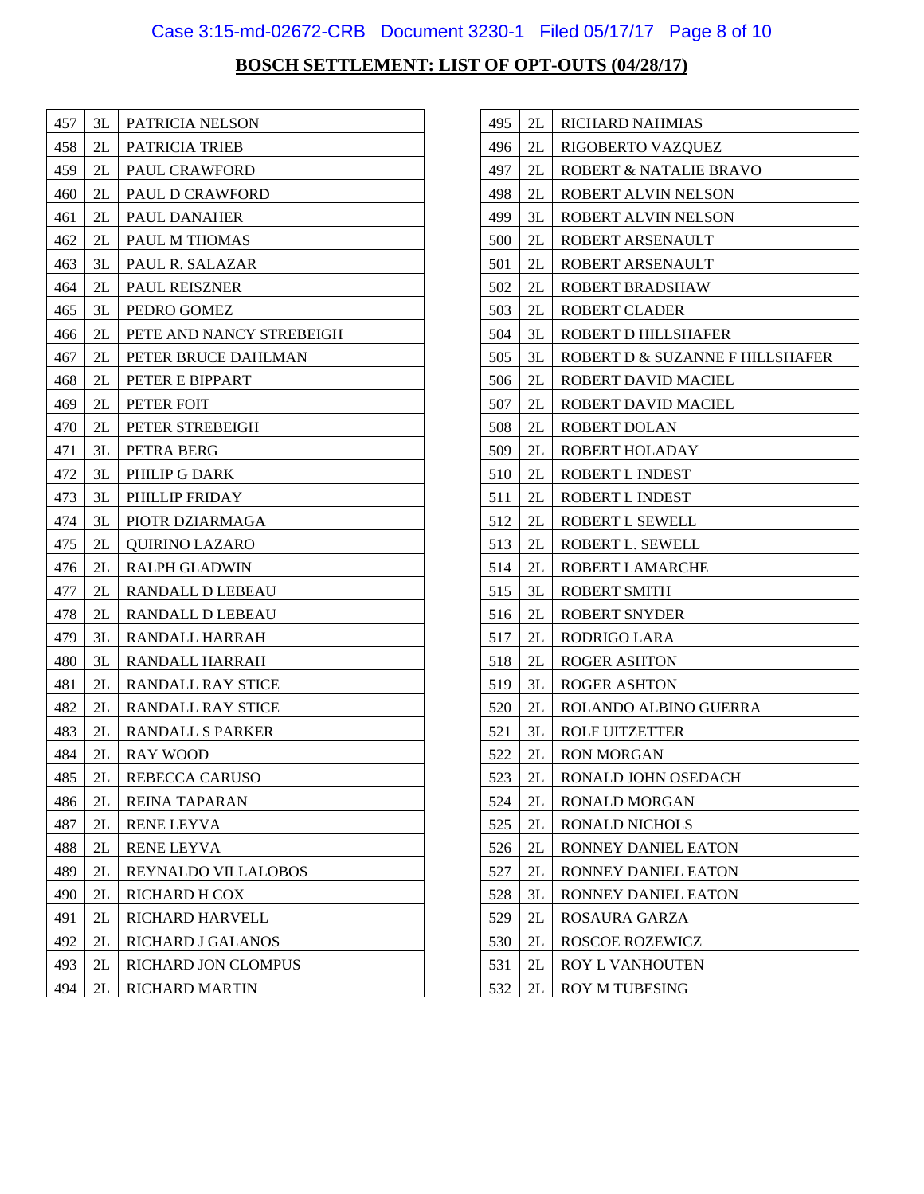**BOSCH SETTLEMENT: LIST OF OPT-OUTS (04/28/17)**

| | | |
|---|---|---|
| 457 | 3L | PATRICIA NELSON |
| 458 | 2L | PATRICIA TRIEB |
| 459 | 2L | PAUL CRAWFORD |
| 460 | 2L | PAUL D CRAWFORD |
| 461 | 2L | PAUL DANAHER |
| 462 | 2L | PAUL M THOMAS |
| 463 | 3L | PAUL R. SALAZAR |
| 464 | 2L | PAUL REISZNER |
| 465 | 3L | PEDRO GOMEZ |
| 466 | 2L | PETE AND NANCY STREBEIGH |
| 467 | 2L | PETER BRUCE DAHLMAN |
| 468 | 2L | PETER E BIPPART |
| 469 | 2L | PETER FOIT |
| 470 | 2L | PETER STREBEIGH |
| 471 | 3L | PETRA BERG |
| 472 | 3L | PHILIP G DARK |
| 473 | 3L | PHILLIP FRIDAY |
| 474 | 3L | PIOTR DZIARMAGA |
| 475 | 2L | QUIRINO LAZARO |
| 476 | 2L | RALPH GLADWIN |
| 477 | 2L | RANDALL D LEBEAU |
| 478 | 2L | RANDALL D LEBEAU |
| 479 | 3L | RANDALL HARRAH |
| 480 | 3L | RANDALL HARRAH |
| 481 | 2L | RANDALL RAY STICE |
| 482 | 2L | RANDALL RAY STICE |
| 483 | 2L | RANDALL S PARKER |
| 484 | 2L | RAY WOOD |
| 485 | 2L | REBECCA CARUSO |
| 486 | 2L | REINA TAPARAN |
| 487 | 2L | RENE LEYVA |
| 488 | 2L | RENE LEYVA |
| 489 | 2L | REYNALDO VILLALOBOS |
| 490 | 2L | RICHARD H COX |
| 491 | 2L | RICHARD HARVELL |
| 492 | 2L | RICHARD J GALANOS |
| 493 | 2L | RICHARD JON CLOMPUS |
| 494 | 2L | RICHARD MARTIN |
| 495 | 2L | RICHARD NAHMIAS |
| 496 | 2L | RIGOBERTO VAZQUEZ |
| 497 | 2L | ROBERT & NATALIE BRAVO |
| 498 | 2L | ROBERT ALVIN NELSON |
| 499 | 3L | ROBERT ALVIN NELSON |
| 500 | 2L | ROBERT ARSENAULT |
| 501 | 2L | ROBERT ARSENAULT |
| 502 | 2L | ROBERT BRADSHAW |
| 503 | 2L | ROBERT CLADER |
| 504 | 3L | ROBERT D HILLSHAFER |
| 505 | 3L | ROBERT D & SUZANNE F HILLSHAFER |
| 506 | 2L | ROBERT DAVID MACIEL |
| 507 | 2L | ROBERT DAVID MACIEL |
| 508 | 2L | ROBERT DOLAN |
| 509 | 2L | ROBERT HOLADAY |
| 510 | 2L | ROBERT L INDEST |
| 511 | 2L | ROBERT L INDEST |
| 512 | 2L | ROBERT L SEWELL |
| 513 | 2L | ROBERT L. SEWELL |
| 514 | 2L | ROBERT LAMARCHE |
| 515 | 3L | ROBERT SMITH |
| 516 | 2L | ROBERT SNYDER |
| 517 | 2L | RODRIGO LARA |
| 518 | 2L | ROGER ASHTON |
| 519 | 3L | ROGER ASHTON |
| 520 | 2L | ROLANDO ALBINO GUERRA |
| 521 | 3L | ROLF UITZETTER |
| 522 | 2L | RON MORGAN |
| 523 | 2L | RONALD JOHN OSEDACH |
| 524 | 2L | RONALD MORGAN |
| 525 | 2L | RONALD NICHOLS |
| 526 | 2L | RONNEY DANIEL EATON |
| 527 | 2L | RONNEY DANIEL EATON |
| 528 | 3L | RONNEY DANIEL EATON |
| 529 | 2L | ROSAURA GARZA |
| 530 | 2L | ROSCOE ROZEWICZ |
| 531 | 2L | ROY L VANHOUTEN |
| 532 | 2L | ROY M TUBESING |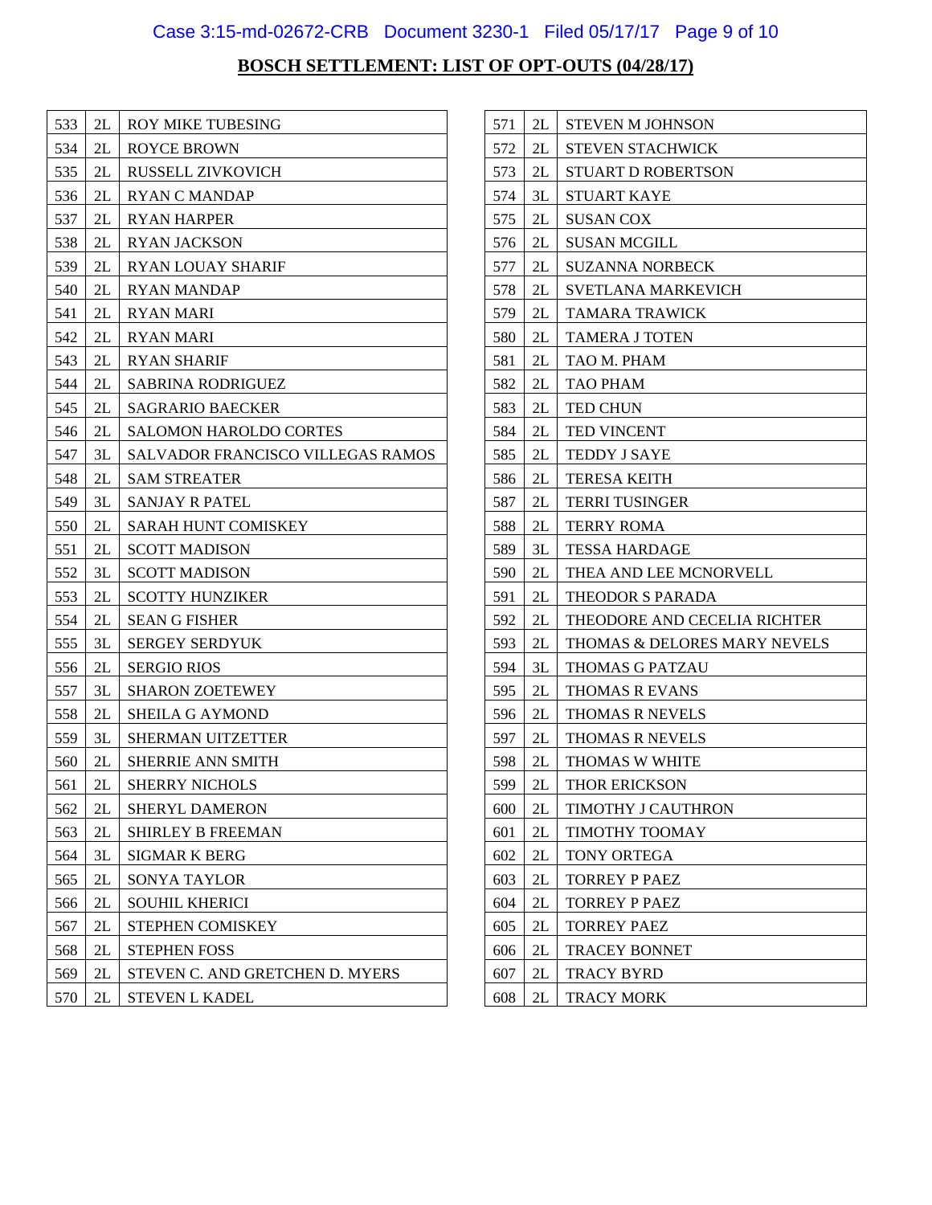## BOSCH SETTLEMENT: LIST OF OPT-OUTS (04/28/17)

| | | |
|---|---|---|
| 533 | 2L | ROY MIKE TUBESING |
| 534 | 2L | ROYCE BROWN |
| 535 | 2L | RUSSELL ZIVKOVICH |
| 536 | 2L | RYAN C MANDAP |
| 537 | 2L | RYAN HARPER |
| 538 | 2L | RYAN JACKSON |
| 539 | 2L | RYAN LOUAY SHARIF |
| 540 | 2L | RYAN MANDAP |
| 541 | 2L | RYAN MARI |
| 542 | 2L | RYAN MARI |
| 543 | 2L | RYAN SHARIF |
| 544 | 2L | SABRINA RODRIGUEZ |
| 545 | 2L | SAGRARIO BAECKER |
| 546 | 2L | SALOMON HAROLDO CORTES |
| 547 | 3L | SALVADOR FRANCISCO VILLEGAS RAMOS |
| 548 | 2L | SAM STREATER |
| 549 | 3L | SANJAY R PATEL |
| 550 | 2L | SARAH HUNT COMISKEY |
| 551 | 2L | SCOTT MADISON |
| 552 | 3L | SCOTT MADISON |
| 553 | 2L | SCOTTY HUNZIKER |
| 554 | 2L | SEAN G FISHER |
| 555 | 3L | SERGEY SERDYUK |
| 556 | 2L | SERGIO RIOS |
| 557 | 3L | SHARON ZOETEWEY |
| 558 | 2L | SHEILA G AYMOND |
| 559 | 3L | SHERMAN UITZETTER |
| 560 | 2L | SHERRIE ANN SMITH |
| 561 | 2L | SHERRY NICHOLS |
| 562 | 2L | SHERYL DAMERON |
| 563 | 2L | SHIRLEY B FREEMAN |
| 564 | 3L | SIGMAR K BERG |
| 565 | 2L | SONYA TAYLOR |
| 566 | 2L | SOUHIL KHERICI |
| 567 | 2L | STEPHEN COMISKEY |
| 568 | 2L | STEPHEN FOSS |
| 569 | 2L | STEVEN C. AND GRETCHEN D. MYERS |
| 570 | 2L | STEVEN L KADEL |
| 571 | 2L | STEVEN M JOHNSON |
| 572 | 2L | STEVEN STACHWICK |
| 573 | 2L | STUART D ROBERTSON |
| 574 | 3L | STUART KAYE |
| 575 | 2L | SUSAN COX |
| 576 | 2L | SUSAN MCGILL |
| 577 | 2L | SUZANNA NORBECK |
| 578 | 2L | SVETLANA MARKEVICH |
| 579 | 2L | TAMARA TRAWICK |
| 580 | 2L | TAMERA J TOTEN |
| 581 | 2L | TAO M. PHAM |
| 582 | 2L | TAO PHAM |
| 583 | 2L | TED CHUN |
| 584 | 2L | TED VINCENT |
| 585 | 2L | TEDDY J SAYE |
| 586 | 2L | TERESA KEITH |
| 587 | 2L | TERRI TUSINGER |
| 588 | 2L | TERRY ROMA |
| 589 | 3L | TESSA HARDAGE |
| 590 | 2L | THEA AND LEE MCNORVELL |
| 591 | 2L | THEODOR S PARADA |
| 592 | 2L | THEODORE AND CECELIA RICHTER |
| 593 | 2L | THOMAS & DELORES MARY NEVELS |
| 594 | 3L | THOMAS G PATZAU |
| 595 | 2L | THOMAS R EVANS |
| 596 | 2L | THOMAS R NEVELS |
| 597 | 2L | THOMAS R NEVELS |
| 598 | 2L | THOMAS W WHITE |
| 599 | 2L | THOR ERICKSON |
| 600 | 2L | TIMOTHY J CAUTHRON |
| 601 | 2L | TIMOTHY TOOMAY |
| 602 | 2L | TONY ORTEGA |
| 603 | 2L | TORREY P PAEZ |
| 604 | 2L | TORREY P PAEZ |
| 605 | 2L | TORREY PAEZ |
| 606 | 2L | TRACEY BONNET |
| 607 | 2L | TRACY BYRD |
| 608 | 2L | TRACY MORK |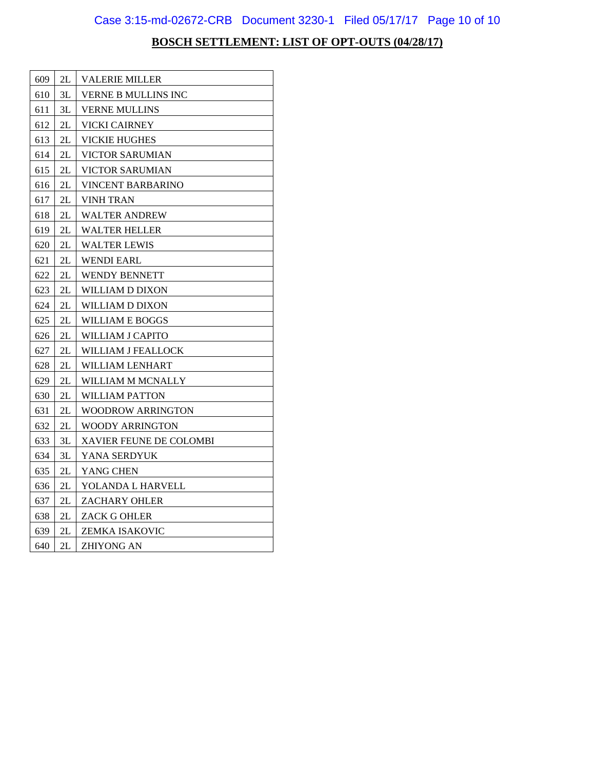## BOSCH SETTLEMENT: LIST OF OPT-OUTS (04/28/17)

| | | |
|---|---|---|
| 609 | 2L | VALERIE MILLER |
| 610 | 3L | VERNE B MULLINS INC |
| 611 | 3L | VERNE MULLINS |
| 612 | 2L | VICKI CAIRNEY |
| 613 | 2L | VICKIE HUGHES |
| 614 | 2L | VICTOR SARUMIAN |
| 615 | 2L | VICTOR SARUMIAN |
| 616 | 2L | VINCENT BARBARINO |
| 617 | 2L | VINH TRAN |
| 618 | 2L | WALTER ANDREW |
| 619 | 2L | WALTER HELLER |
| 620 | 2L | WALTER LEWIS |
| 621 | 2L | WENDI EARL |
| 622 | 2L | WENDY BENNETT |
| 623 | 2L | WILLIAM D DIXON |
| 624 | 2L | WILLIAM D DIXON |
| 625 | 2L | WILLIAM E BOGGS |
| 626 | 2L | WILLIAM J CAPITO |
| 627 | 2L | WILLIAM J FEALLOCK |
| 628 | 2L | WILLIAM LENHART |
| 629 | 2L | WILLIAM M MCNALLY |
| 630 | 2L | WILLIAM PATTON |
| 631 | 2L | WOODROW ARRINGTON |
| 632 | 2L | WOODY ARRINGTON |
| 633 | 3L | XAVIER FEUNE DE COLOMBI |
| 634 | 3L | YANA SERDYUK |
| 635 | 2L | YANG CHEN |
| 636 | 2L | YOLANDA L HARVELL |
| 637 | 2L | ZACHARY OHLER |
| 638 | 2L | ZACK G OHLER |
| 639 | 2L | ZEMKA ISAKOVIC |
| 640 | 2L | ZHIYONG AN |